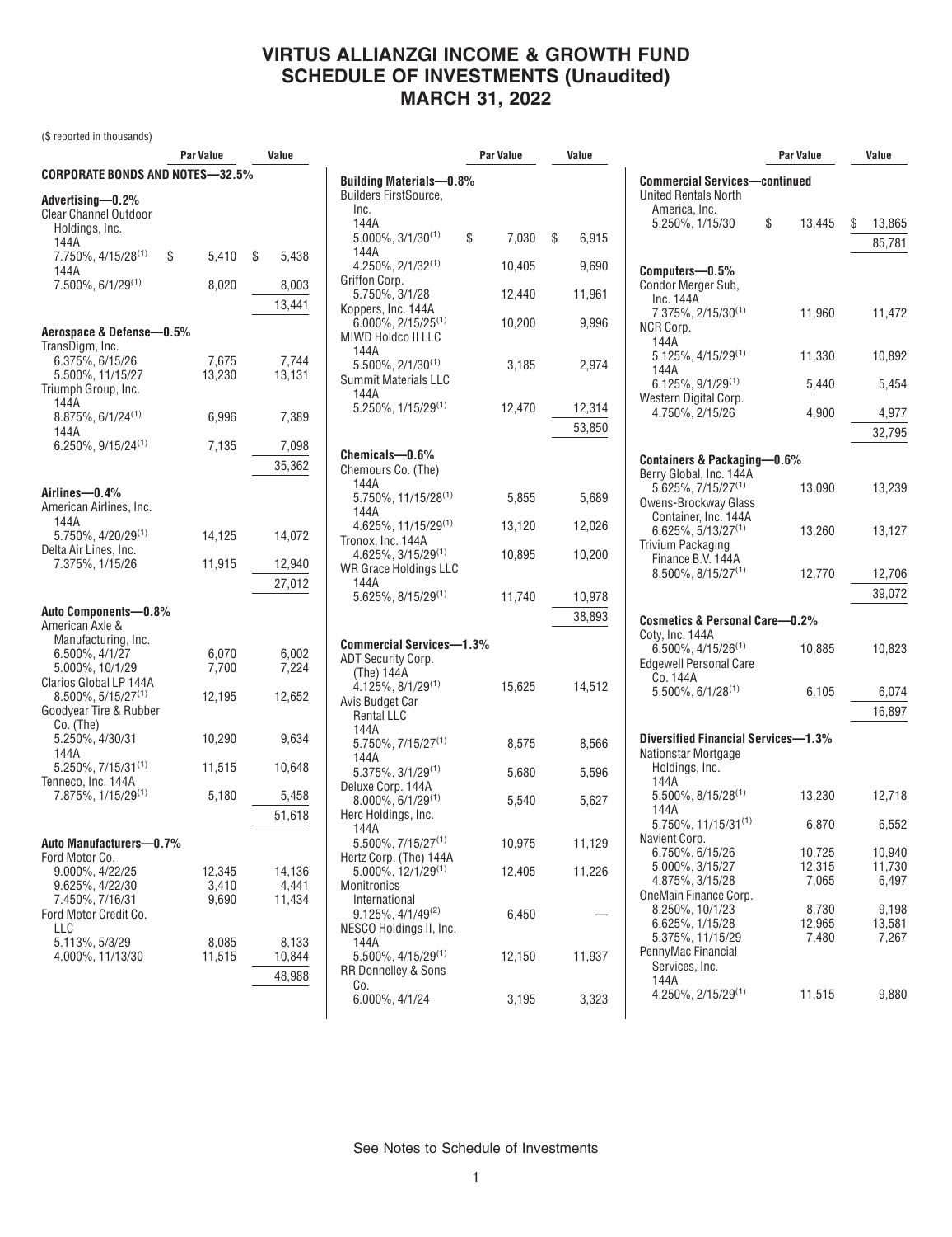# VIRTUS ALLIANZGI INCOME & GROWTH FUND
# SCHEDULE OF INVESTMENTS (Unaudited)
# MARCH 31, 2022

($ reported in thousands)

| | Par Value | Value |
|---|---|---|
| **CORPORATE BONDS AND NOTES—32.5%** | | |
| **Advertising—0.2%** | | |
| Clear Channel Outdoor Holdings, Inc. | | |
| 144A 7.750%, 4/15/28[(1)] | $ 5,410 | $ 5,438 |
| 144A 7.500%, 6/1/29[(1)] | 8,020 | 8,003 |
| | | 13,441 |
| **Aerospace & Defense—0.5%** | | |
| TransDigm, Inc. | | |
| 6.375%, 6/15/26 | 7,675 | 7,744 |
| 5.500%, 11/15/27 | 13,230 | 13,131 |
| Triumph Group, Inc. | | |
| 144A 8.875%, 6/1/24[(1)] | 6,996 | 7,389 |
| 144A 6.250%, 9/15/24[(1)] | 7,135 | 7,098 |
| | | 35,362 |
| **Airlines—0.4%** | | |
| American Airlines, Inc. | | |
| 144A 5.750%, 4/20/29[(1)] | 14,125 | 14,072 |
| Delta Air Lines, Inc. | | |
| 7.375%, 1/15/26 | 11,915 | 12,940 |
| | | 27,012 |
| **Auto Components—0.8%** | | |
| American Axle & Manufacturing, Inc. | | |
| 6.500%, 4/1/27 | 6,070 | 6,002 |
| 5.000%, 10/1/29 | 7,700 | 7,224 |
| Clarios Global LP 144A 8.500%, 5/15/27[(1)] | 12,195 | 12,652 |
| Goodyear Tire & Rubber Co. (The) | | |
| 5.250%, 4/30/31 | 10,290 | 9,634 |
| 144A 5.250%, 7/15/31[(1)] | 11,515 | 10,648 |
| Tenneco, Inc. 144A 7.875%, 1/15/29[(1)] | 5,180 | 5,458 |
| | | 51,618 |
| **Auto Manufacturers—0.7%** | | |
| Ford Motor Co. | | |
| 9.000%, 4/22/25 | 12,345 | 14,136 |
| 9.625%, 4/22/30 | 3,410 | 4,441 |
| 7.450%, 7/16/31 | 9,690 | 11,434 |
| Ford Motor Credit Co. LLC | | |
| 5.113%, 5/3/29 | 8,085 | 8,133 |
| 4.000%, 11/13/30 | 11,515 | 10,844 |
| | | 48,988 |
| **Building Materials—0.8%** | | |
| Builders FirstSource, Inc. | | |
| 144A 5.000%, 3/1/30[(1)] | $ 7,030 | $ 6,915 |
| 144A 4.250%, 2/1/32[(1)] | 10,405 | 9,690 |
| Griffon Corp. 5.750%, 3/1/28 | 12,440 | 11,961 |
| Koppers, Inc. 144A 6.000%, 2/15/25[(1)] | 10,200 | 9,996 |
| MIWD Holdco II LLC 144A 5.500%, 2/1/30[(1)] | 3,185 | 2,974 |
| Summit Materials LLC 144A 5.250%, 1/15/29[(1)] | 12,470 | 12,314 |
| | | 53,850 |
| **Chemicals—0.6%** | | |
| Chemours Co. (The) | | |
| 144A 5.750%, 11/15/28[(1)] | 5,855 | 5,689 |
| 144A 4.625%, 11/15/29[(1)] | 13,120 | 12,026 |
| Tronox, Inc. 144A 4.625%, 3/15/29[(1)] | 10,895 | 10,200 |
| WR Grace Holdings LLC 144A 5.625%, 8/15/29[(1)] | 11,740 | 10,978 |
| | | 38,893 |
| **Commercial Services—1.3%** | | |
| ADT Security Corp. (The) 144A 4.125%, 8/1/29[(1)] | 15,625 | 14,512 |
| Avis Budget Car Rental LLC | | |
| 144A 5.750%, 7/15/27[(1)] | 8,575 | 8,566 |
| 144A 5.375%, 3/1/29[(1)] | 5,680 | 5,596 |
| Deluxe Corp. 144A 8.000%, 6/1/29[(1)] | 5,540 | 5,627 |
| Herc Holdings, Inc. 144A 5.500%, 7/15/27[(1)] | 10,975 | 11,129 |
| Hertz Corp. (The) 144A 5.000%, 12/1/29[(1)] | 12,405 | 11,226 |
| Monitronics International 9.125%, 4/1/49[(2)] | 6,450 | — |
| NESCO Holdings II, Inc. 144A 5.500%, 4/15/29[(1)] | 12,150 | 11,937 |
| RR Donnelley & Sons Co. 6.000%, 4/1/24 | 3,195 | 3,323 |
| **Commercial Services—continued** | | |
| United Rentals North America, Inc. 5.250%, 1/15/30 | $ 13,445 | $ 13,865 |
| | | 85,781 |
| **Computers—0.5%** | | |
| Condor Merger Sub, Inc. 144A 7.375%, 2/15/30[(1)] | 11,960 | 11,472 |
| NCR Corp. | | |
| 144A 5.125%, 4/15/29[(1)] | 11,330 | 10,892 |
| 144A 6.125%, 9/1/29[(1)] | 5,440 | 5,454 |
| Western Digital Corp. 4.750%, 2/15/26 | 4,900 | 4,977 |
| | | 32,795 |
| **Containers & Packaging—0.6%** | | |
| Berry Global, Inc. 144A 5.625%, 7/15/27[(1)] | 13,090 | 13,239 |
| Owens-Brockway Glass Container, Inc. 144A 6.625%, 5/13/27[(1)] | 13,260 | 13,127 |
| Trivium Packaging Finance B.V. 144A 8.500%, 8/15/27[(1)] | 12,770 | 12,706 |
| | | 39,072 |
| **Cosmetics & Personal Care—0.2%** | | |
| Coty, Inc. 144A 6.500%, 4/15/26[(1)] | 10,885 | 10,823 |
| Edgewell Personal Care Co. 144A 5.500%, 6/1/28[(1)] | 6,105 | 6,074 |
| | | 16,897 |
| **Diversified Financial Services—1.3%** | | |
| Nationstar Mortgage Holdings, Inc. | | |
| 144A 5.500%, 8/15/28[(1)] | 13,230 | 12,718 |
| 144A 5.750%, 11/15/31[(1)] | 6,870 | 6,552 |
| Navient Corp. | | |
| 6.750%, 6/15/26 | 10,725 | 10,940 |
| 5.000%, 3/15/27 | 12,315 | 11,730 |
| 4.875%, 3/15/28 | 7,065 | 6,497 |
| OneMain Finance Corp. | | |
| 8.250%, 10/1/23 | 8,730 | 9,198 |
| 6.625%, 1/15/28 | 12,965 | 13,581 |
| 5.375%, 11/15/29 | 7,480 | 7,267 |
| PennyMac Financial Services, Inc. 144A 4.250%, 2/15/29[(1)] | 11,515 | 9,880 |

See Notes to Schedule of Investments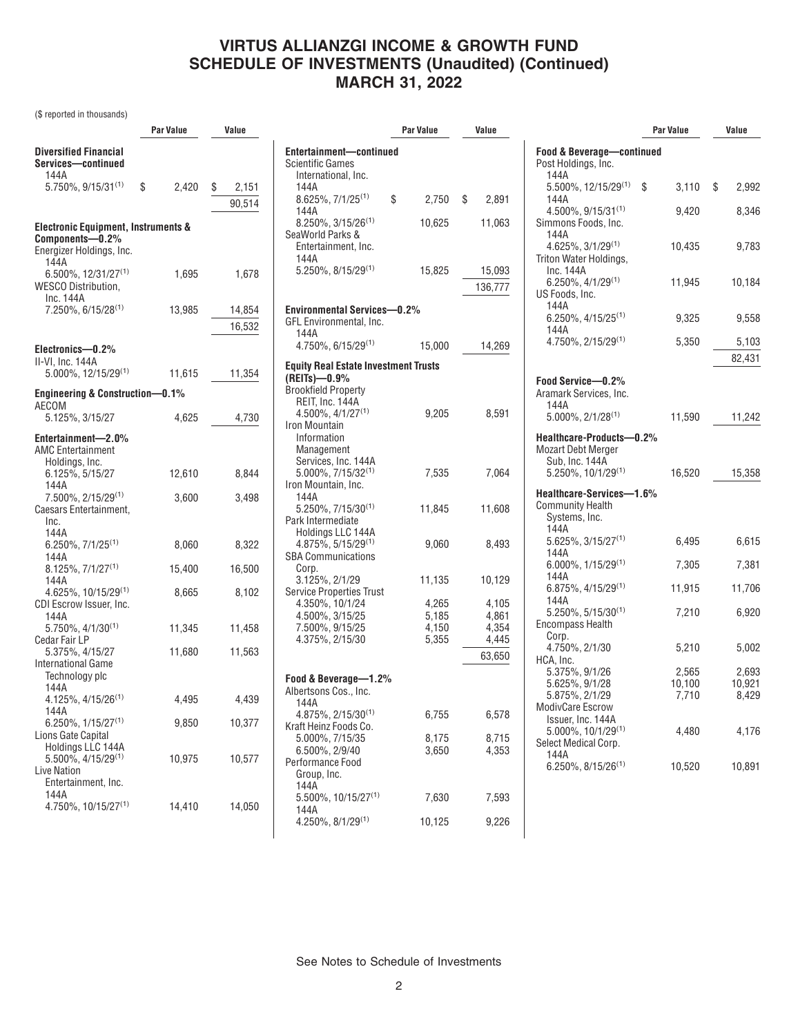# VIRTUS ALLIANZGI INCOME & GROWTH FUND
# SCHEDULE OF INVESTMENTS (Unaudited) (Continued)
# MARCH 31, 2022

($ reported in thousands)

| | Par Value | Value |
|---|---|---|
| **Diversified Financial Services—continued** | | |
| 144A 5.750%, 9/15/31[1] | $ 2,420 | $ 2,151 |
| | | 90,514 |
| **Electronic Equipment, Instruments & Components—0.2%** | | |
| Energizer Holdings, Inc. 144A 6.500%, 12/31/27[1] | 1,695 | 1,678 |
| WESCO Distribution, Inc. 144A 7.250%, 6/15/28[1] | 13,985 | 14,854 |
| | | 16,532 |
| **Electronics—0.2%** | | |
| II-VI, Inc. 144A 5.000%, 12/15/29[1] | 11,615 | 11,354 |
| **Engineering & Construction—0.1%** | | |
| AECOM 5.125%, 3/15/27 | 4,625 | 4,730 |
| **Entertainment—2.0%** | | |
| AMC Entertainment Holdings, Inc. 6.125%, 5/15/27 | 12,610 | 8,844 |
| 144A 7.500%, 2/15/29[1] | 3,600 | 3,498 |
| Caesars Entertainment, Inc. 144A 6.250%, 7/1/25[1] | 8,060 | 8,322 |
| 144A 8.125%, 7/1/27[1] | 15,400 | 16,500 |
| 144A 4.625%, 10/15/29[1] | 8,665 | 8,102 |
| CDI Escrow Issuer, Inc. 144A 5.750%, 4/1/30[1] | 11,345 | 11,458 |
| Cedar Fair LP 5.375%, 4/15/27 | 11,680 | 11,563 |
| International Game Technology plc 144A 4.125%, 4/15/26[1] | 4,495 | 4,439 |
| 144A 6.250%, 1/15/27[1] | 9,850 | 10,377 |
| Lions Gate Capital Holdings LLC 144A 5.500%, 4/15/29[1] | 10,975 | 10,577 |
| Live Nation Entertainment, Inc. 144A 4.750%, 10/15/27[1] | 14,410 | 14,050 |
| **Entertainment—continued** | | |
| Scientific Games International, Inc. 144A 8.625%, 7/1/25[1] | $ 2,750 | $ 2,891 |
| 144A 8.250%, 3/15/26[1] | 10,625 | 11,063 |
| SeaWorld Parks & Entertainment, Inc. 144A 5.250%, 8/15/29[1] | 15,825 | 15,093 |
| | | 136,777 |
| **Environmental Services—0.2%** | | |
| GFL Environmental, Inc. 144A 4.750%, 6/15/29[1] | 15,000 | 14,269 |
| **Equity Real Estate Investment Trusts (REITs)—0.9%** | | |
| Brookfield Property REIT, Inc. 144A 4.500%, 4/1/27[1] | 9,205 | 8,591 |
| Iron Mountain Information Management Services, Inc. 144A 5.000%, 7/15/32[1] | 7,535 | 7,064 |
| Iron Mountain, Inc. 144A 5.250%, 7/15/30[1] | 11,845 | 11,608 |
| Park Intermediate Holdings LLC 144A 4.875%, 5/15/29[1] | 9,060 | 8,493 |
| SBA Communications Corp. 3.125%, 2/1/29 | 11,135 | 10,129 |
| Service Properties Trust 4.350%, 10/1/24 | 4,265 | 4,105 |
| 4.500%, 3/15/25 | 5,185 | 4,861 |
| 7.500%, 9/15/25 | 4,150 | 4,354 |
| 4.375%, 2/15/30 | 5,355 | 4,445 |
| | | 63,650 |
| **Food & Beverage—1.2%** | | |
| Albertsons Cos., Inc. 144A 4.875%, 2/15/30[1] | 6,755 | 6,578 |
| Kraft Heinz Foods Co. 5.000%, 7/15/35 | 8,175 | 8,715 |
| 6.500%, 2/9/40 | 3,650 | 4,353 |
| Performance Food Group, Inc. 144A 5.500%, 10/15/27[1] | 7,630 | 7,593 |
| 144A 4.250%, 8/1/29[1] | 10,125 | 9,226 |
| **Food & Beverage—continued** | | |
| Post Holdings, Inc. 144A 5.500%, 12/15/29[1] | $ 3,110 | $ 2,992 |
| 144A 4.500%, 9/15/31[1] | 9,420 | 8,346 |
| Simmons Foods, Inc. 144A 4.625%, 3/1/29[1] | 10,435 | 9,783 |
| Triton Water Holdings, Inc. 144A 6.250%, 4/1/29[1] | 11,945 | 10,184 |
| US Foods, Inc. 144A 6.250%, 4/15/25[1] | 9,325 | 9,558 |
| 144A 4.750%, 2/15/29[1] | 5,350 | 5,103 |
| | | 82,431 |
| **Food Service—0.2%** | | |
| Aramark Services, Inc. 144A 5.000%, 2/1/28[1] | 11,590 | 11,242 |
| **Healthcare-Products—0.2%** | | |
| Mozart Debt Merger Sub, Inc. 144A 5.250%, 10/1/29[1] | 16,520 | 15,358 |
| **Healthcare-Services—1.6%** | | |
| Community Health Systems, Inc. 144A 5.625%, 3/15/27[1] | 6,495 | 6,615 |
| 144A 6.000%, 1/15/29[1] | 7,305 | 7,381 |
| 144A 6.875%, 4/15/29[1] | 11,915 | 11,706 |
| 144A 5.250%, 5/15/30[1] | 7,210 | 6,920 |
| Encompass Health Corp. 4.750%, 2/1/30 | 5,210 | 5,002 |
| HCA, Inc. 5.375%, 9/1/26 | 2,565 | 2,693 |
| 5.625%, 9/1/28 | 10,100 | 10,921 |
| 5.875%, 2/1/29 | 7,710 | 8,429 |
| ModivCare Escrow Issuer, Inc. 144A 5.000%, 10/1/29[1] | 4,480 | 4,176 |
| Select Medical Corp. 144A 6.250%, 8/15/26[1] | 10,520 | 10,891 |

See Notes to Schedule of Investments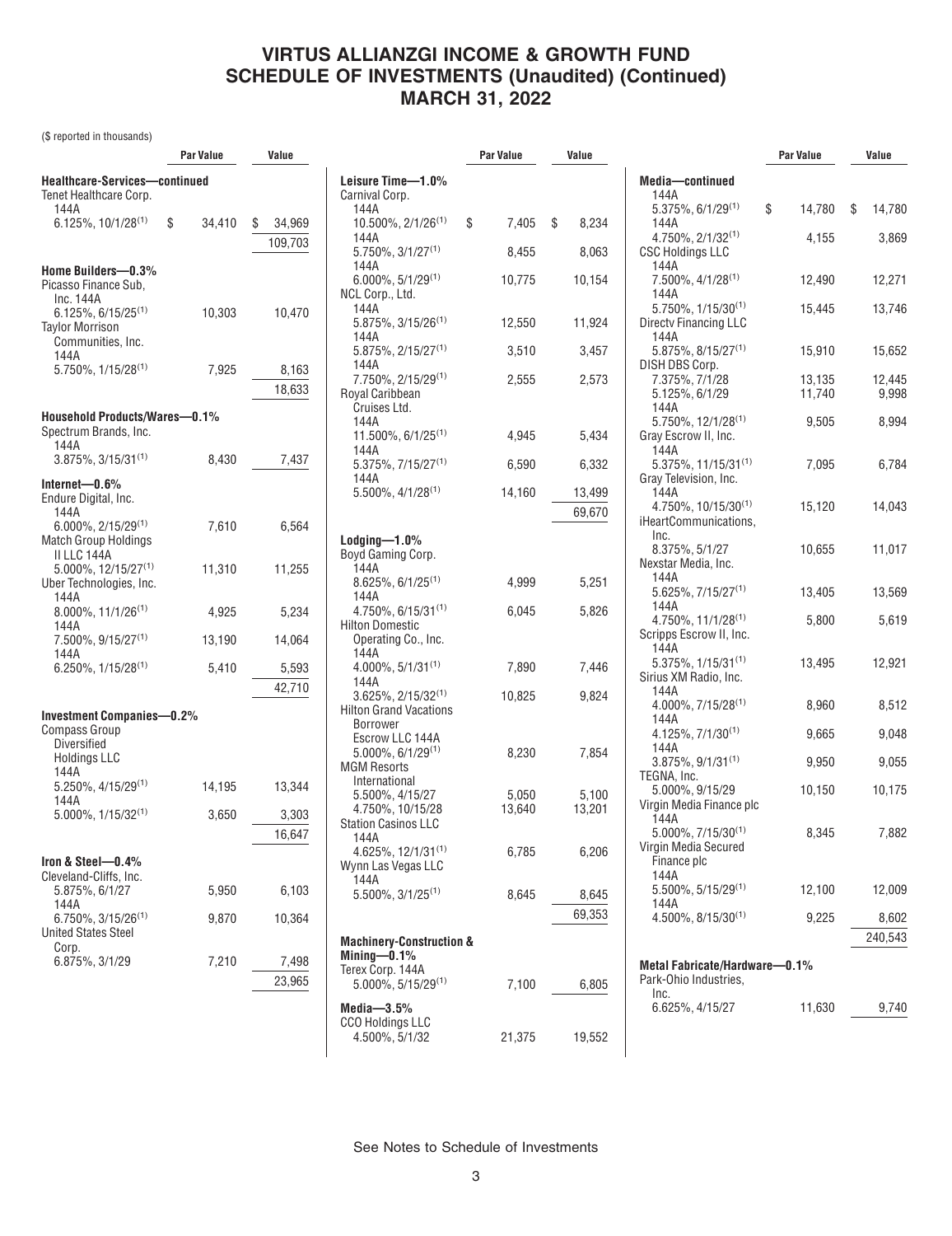# VIRTUS ALLIANZGI INCOME & GROWTH FUND
# SCHEDULE OF INVESTMENTS (Unaudited) (Continued)
# MARCH 31, 2022

($ reported in thousands)

| | Par Value | Value |
|---|---|---|
| **Healthcare-Services—continued** | | |
| Tenet Healthcare Corp. 144A 6.125%, 10/1/28[1] | $ 34,410 | $ 34,969 |
| | | 109,703 |
| **Home Builders—0.3%** | | |
| Picasso Finance Sub, Inc. 144A 6.125%, 6/15/25[1] | 10,303 | 10,470 |
| Taylor Morrison Communities, Inc. 144A 5.750%, 1/15/28[1] | 7,925 | 8,163 |
| | | 18,633 |
| **Household Products/Wares—0.1%** | | |
| Spectrum Brands, Inc. 144A 3.875%, 3/15/31[1] | 8,430 | 7,437 |
| **Internet—0.6%** | | |
| Endure Digital, Inc. 144A 6.000%, 2/15/29[1] | 7,610 | 6,564 |
| Match Group Holdings II LLC 144A 5.000%, 12/15/27[1] | 11,310 | 11,255 |
| Uber Technologies, Inc. 144A 8.000%, 11/1/26[1] | 4,925 | 5,234 |
| 144A 7.500%, 9/15/27[1] | 13,190 | 14,064 |
| 144A 6.250%, 1/15/28[1] | 5,410 | 5,593 |
| | | 42,710 |
| **Investment Companies—0.2%** | | |
| Compass Group Diversified Holdings LLC 144A 5.250%, 4/15/29[1] | 14,195 | 13,344 |
| 144A 5.000%, 1/15/32[1] | 3,650 | 3,303 |
| | | 16,647 |
| **Iron & Steel—0.4%** | | |
| Cleveland-Cliffs, Inc. 5.875%, 6/1/27 | 5,950 | 6,103 |
| 144A 6.750%, 3/15/26[1] | 9,870 | 10,364 |
| United States Steel Corp. 6.875%, 3/1/29 | 7,210 | 7,498 |
| | | 23,965 |
| **Leisure Time—1.0%** | | |
| Carnival Corp. 144A 10.500%, 2/1/26[1] | $ 7,405 | $ 8,234 |
| 144A 5.750%, 3/1/27[1] | 8,455 | 8,063 |
| 144A 6.000%, 5/1/29[1] | 10,775 | 10,154 |
| NCL Corp., Ltd. 144A 5.875%, 3/15/26[1] | 12,550 | 11,924 |
| 144A 5.875%, 2/15/27[1] | 3,510 | 3,457 |
| 144A 7.750%, 2/15/29[1] | 2,555 | 2,573 |
| Royal Caribbean Cruises Ltd. 144A 11.500%, 6/1/25[1] | 4,945 | 5,434 |
| 144A 5.375%, 7/15/27[1] | 6,590 | 6,332 |
| 144A 5.500%, 4/1/28[1] | 14,160 | 13,499 |
| | | 69,670 |
| **Lodging—1.0%** | | |
| Boyd Gaming Corp. 144A 8.625%, 6/1/25[1] | 4,999 | 5,251 |
| 144A 4.750%, 6/15/31[1] | 6,045 | 5,826 |
| Hilton Domestic Operating Co., Inc. 144A 4.000%, 5/1/31[1] | 7,890 | 7,446 |
| 144A 3.625%, 2/15/32[1] | 10,825 | 9,824 |
| Hilton Grand Vacations Borrower Escrow LLC 144A 5.000%, 6/1/29[1] | 8,230 | 7,854 |
| MGM Resorts International 5.500%, 4/15/27 | 5,050 | 5,100 |
| 4.750%, 10/15/28 | 13,640 | 13,201 |
| Station Casinos LLC 144A 4.625%, 12/1/31[1] | 6,785 | 6,206 |
| Wynn Las Vegas LLC 144A 5.500%, 3/1/25[1] | 8,645 | 8,645 |
| | | 69,353 |
| **Machinery-Construction & Mining—0.1%** | | |
| Terex Corp. 144A 5.000%, 5/15/29[1] | 7,100 | 6,805 |
| **Media—3.5%** | | |
| CCO Holdings LLC 4.500%, 5/1/32 | 21,375 | 19,552 |
| **Media—continued** | | |
| 144A 5.375%, 6/1/29[1] | $ 14,780 | $ 14,780 |
| 144A 4.750%, 2/1/32[1] | 4,155 | 3,869 |
| CSC Holdings LLC 144A 7.500%, 4/1/28[1] | 12,490 | 12,271 |
| 144A 5.750%, 1/15/30[1] | 15,445 | 13,746 |
| Directv Financing LLC 144A 5.875%, 8/15/27[1] | 15,910 | 15,652 |
| DISH DBS Corp. 7.375%, 7/1/28 | 13,135 | 12,445 |
| 5.125%, 6/1/29 | 11,740 | 9,998 |
| 144A 5.750%, 12/1/28[1] | 9,505 | 8,994 |
| Gray Escrow II, Inc. 144A 5.375%, 11/15/31[1] | 7,095 | 6,784 |
| Gray Television, Inc. 144A 4.750%, 10/15/30[1] | 15,120 | 14,043 |
| iHeartCommunications, Inc. 8.375%, 5/1/27 | 10,655 | 11,017 |
| Nexstar Media, Inc. 144A 5.625%, 7/15/27[1] | 13,405 | 13,569 |
| 144A 4.750%, 11/1/28[1] | 5,800 | 5,619 |
| Scripps Escrow II, Inc. 144A 5.375%, 1/15/31[1] | 13,495 | 12,921 |
| Sirius XM Radio, Inc. 144A 4.000%, 7/15/28[1] | 8,960 | 8,512 |
| 144A 4.125%, 7/1/30[1] | 9,665 | 9,048 |
| 144A 3.875%, 9/1/31[1] | 9,950 | 9,055 |
| TEGNA, Inc. 5.000%, 9/15/29 | 10,150 | 10,175 |
| Virgin Media Finance plc 144A 5.000%, 7/15/30[1] | 8,345 | 7,882 |
| Virgin Media Secured Finance plc 144A 5.500%, 5/15/29[1] | 12,100 | 12,009 |
| 144A 4.500%, 8/15/30[1] | 9,225 | 8,602 |
| | | 240,543 |
| **Metal Fabricate/Hardware—0.1%** | | |
| Park-Ohio Industries, Inc. 6.625%, 4/15/27 | 11,630 | 9,740 |

See Notes to Schedule of Investments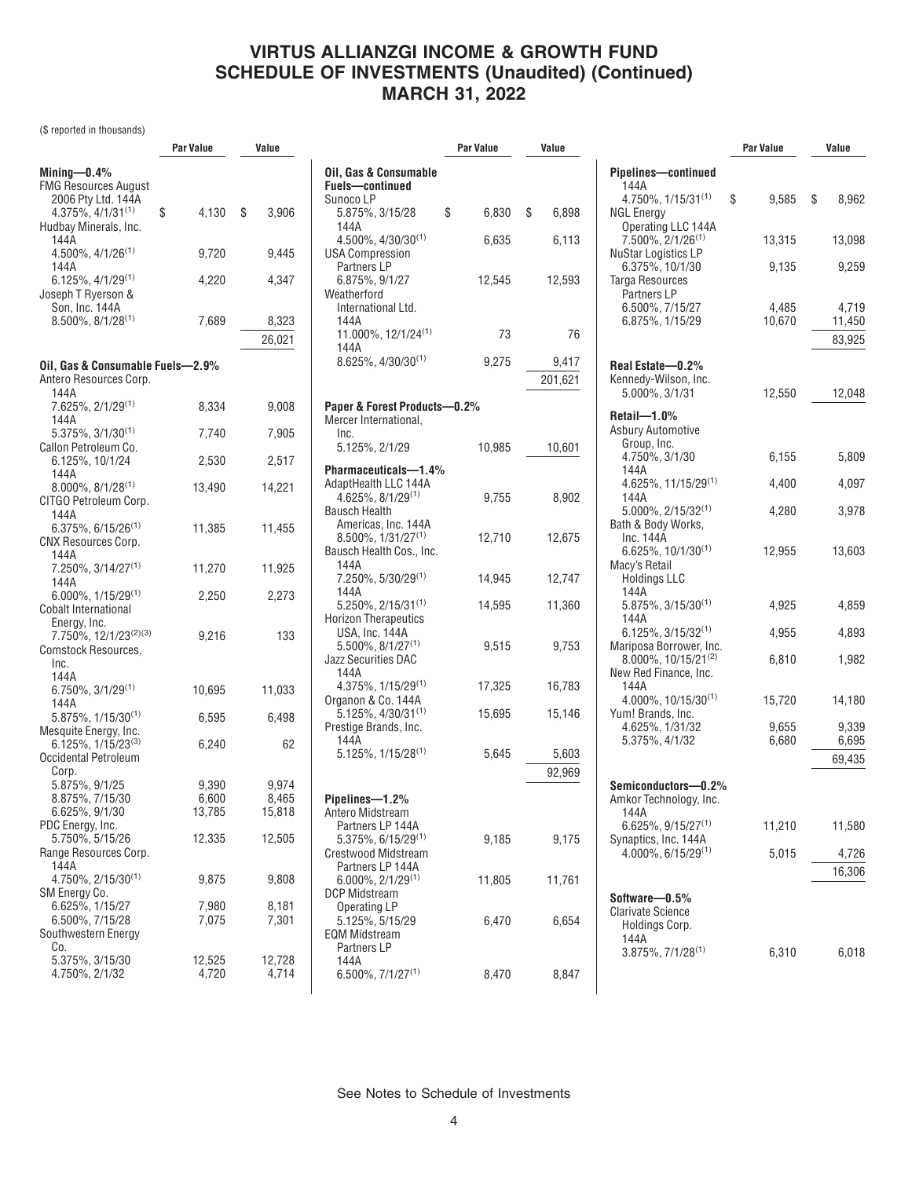# VIRTUS ALLIANZGI INCOME & GROWTH FUND
## SCHEDULE OF INVESTMENTS (Unaudited) (Continued)
## MARCH 31, 2022

($ reported in thousands)

| | Par Value | Value |
|---|---|---|
| **Mining—0.4%** | | |
| FMG Resources August 2006 Pty Ltd. 144A 4.375%, 4/1/31[(1)] | $ 4,130 | $ 3,906 |
| Hudbay Minerals, Inc. | | |
| 144A 4.500%, 4/1/26[(1)] | 9,720 | 9,445 |
| 144A 6.125%, 4/1/29[(1)] | 4,220 | 4,347 |
| Joseph T Ryerson & Son, Inc. 144A 8.500%, 8/1/28[(1)] | 7,689 | 8,323 |
| | | 26,021 |
| **Oil, Gas & Consumable Fuels—2.9%** | | |
| Antero Resources Corp. | | |
| 144A 7.625%, 2/1/29[(1)] | 8,334 | 9,008 |
| 144A 5.375%, 3/1/30[(1)] | 7,740 | 7,905 |
| Callon Petroleum Co. | | |
| 6.125%, 10/1/24 | 2,530 | 2,517 |
| 144A 8.000%, 8/1/28[(1)] | 13,490 | 14,221 |
| CITGO Petroleum Corp. 144A 6.375%, 6/15/26[(1)] | 11,385 | 11,455 |
| CNX Resources Corp. | | |
| 144A 7.250%, 3/14/27[(1)] | 11,270 | 11,925 |
| 144A 6.000%, 1/15/29[(1)] | 2,250 | 2,273 |
| Cobalt International Energy, Inc. 7.750%, 12/1/23[(2)(3)] | 9,216 | 133 |
| Comstock Resources, Inc. | | |
| 144A 6.750%, 3/1/29[(1)] | 10,695 | 11,033 |
| 144A 5.875%, 1/15/30[(1)] | 6,595 | 6,498 |
| Mesquite Energy, Inc. 6.125%, 1/15/23[(3)] | 6,240 | 62 |
| Occidental Petroleum Corp. | | |
| 5.875%, 9/1/25 | 9,390 | 9,974 |
| 8.875%, 7/15/30 | 6,600 | 8,465 |
| 6.625%, 9/1/30 | 13,785 | 15,818 |
| PDC Energy, Inc. 5.750%, 5/15/26 | 12,335 | 12,505 |
| Range Resources Corp. 144A 4.750%, 2/15/30[(1)] | 9,875 | 9,808 |
| SM Energy Co. | | |
| 6.625%, 1/15/27 | 7,980 | 8,181 |
| 6.500%, 7/15/28 | 7,075 | 7,301 |
| Southwestern Energy Co. | | |
| 5.375%, 3/15/30 | 12,525 | 12,728 |
| 4.750%, 2/1/32 | 4,720 | 4,714 |
| **Oil, Gas & Consumable Fuels—continued** | | |
| Sunoco LP | | |
| 5.875%, 3/15/28 | $ 6,830 | $ 6,898 |
| 144A 4.500%, 4/30/30[(1)] | 6,635 | 6,113 |
| USA Compression Partners LP 6.875%, 9/1/27 | 12,545 | 12,593 |
| Weatherford International Ltd. | | |
| 144A 11.000%, 12/1/24[(1)] | 73 | 76 |
| 144A 8.625%, 4/30/30[(1)] | 9,275 | 9,417 |
| | | 201,621 |
| **Paper & Forest Products—0.2%** | | |
| Mercer International, Inc. 5.125%, 2/1/29 | 10,985 | 10,601 |
| **Pharmaceuticals—1.4%** | | |
| AdaptHealth LLC 144A 4.625%, 8/1/29[(1)] | 9,755 | 8,902 |
| Bausch Health Americas, Inc. 144A 8.500%, 1/31/27[(1)] | 12,710 | 12,675 |
| Bausch Health Cos., Inc. | | |
| 144A 7.250%, 5/30/29[(1)] | 14,945 | 12,747 |
| 144A 5.250%, 2/15/31[(1)] | 14,595 | 11,360 |
| Horizon Therapeutics USA, Inc. 144A 5.500%, 8/1/27[(1)] | 9,515 | 9,753 |
| Jazz Securities DAC 144A 4.375%, 1/15/29[(1)] | 17,325 | 16,783 |
| Organon & Co. 144A 5.125%, 4/30/31[(1)] | 15,695 | 15,146 |
| Prestige Brands, Inc. 144A 5.125%, 1/15/28[(1)] | 5,645 | 5,603 |
| | | 92,969 |
| **Pipelines—1.2%** | | |
| Antero Midstream Partners LP 144A 5.375%, 6/15/29[(1)] | 9,185 | 9,175 |
| Crestwood Midstream Partners LP 144A 6.000%, 2/1/29[(1)] | 11,805 | 11,761 |
| DCP Midstream Operating LP 5.125%, 5/15/29 | 6,470 | 6,654 |
| EQM Midstream Partners LP | | |
| 144A 6.500%, 7/1/27[(1)] | 8,470 | 8,847 |
| **Pipelines—continued** | | |
| 144A 4.750%, 1/15/31[(1)] | $ 9,585 | $ 8,962 |
| NGL Energy Operating LLC 144A 7.500%, 2/1/26[(1)] | 13,315 | 13,098 |
| NuStar Logistics LP 6.375%, 10/1/30 | 9,135 | 9,259 |
| Targa Resources Partners LP | | |
| 6.500%, 7/15/27 | 4,485 | 4,719 |
| 6.875%, 1/15/29 | 10,670 | 11,450 |
| | | 83,925 |
| **Real Estate—0.2%** | | |
| Kennedy-Wilson, Inc. 5.000%, 3/1/31 | 12,550 | 12,048 |
| **Retail—1.0%** | | |
| Asbury Automotive Group, Inc. | | |
| 4.750%, 3/1/30 | 6,155 | 5,809 |
| 144A 4.625%, 11/15/29[(1)] | 4,400 | 4,097 |
| 144A 5.000%, 2/15/32[(1)] | 4,280 | 3,978 |
| Bath & Body Works, Inc. 144A 6.625%, 10/1/30[(1)] | 12,955 | 13,603 |
| Macy's Retail Holdings LLC | | |
| 144A 5.875%, 3/15/30[(1)] | 4,925 | 4,859 |
| 144A 6.125%, 3/15/32[(1)] | 4,955 | 4,893 |
| Mariposa Borrower, Inc. 8.000%, 10/15/21[(2)] | 6,810 | 1,982 |
| New Red Finance, Inc. 144A 4.000%, 10/15/30[(1)] | 15,720 | 14,180 |
| Yum! Brands, Inc. | | |
| 4.625%, 1/31/32 | 9,655 | 9,339 |
| 5.375%, 4/1/32 | 6,680 | 6,695 |
| | | 69,435 |
| **Semiconductors—0.2%** | | |
| Amkor Technology, Inc. 144A 6.625%, 9/15/27[(1)] | 11,210 | 11,580 |
| Synaptics, Inc. 144A 4.000%, 6/15/29[(1)] | 5,015 | 4,726 |
| | | 16,306 |
| **Software—0.5%** | | |
| Clarivate Science Holdings Corp. 144A 3.875%, 7/1/28[(1)] | 6,310 | 6,018 |

See Notes to Schedule of Investments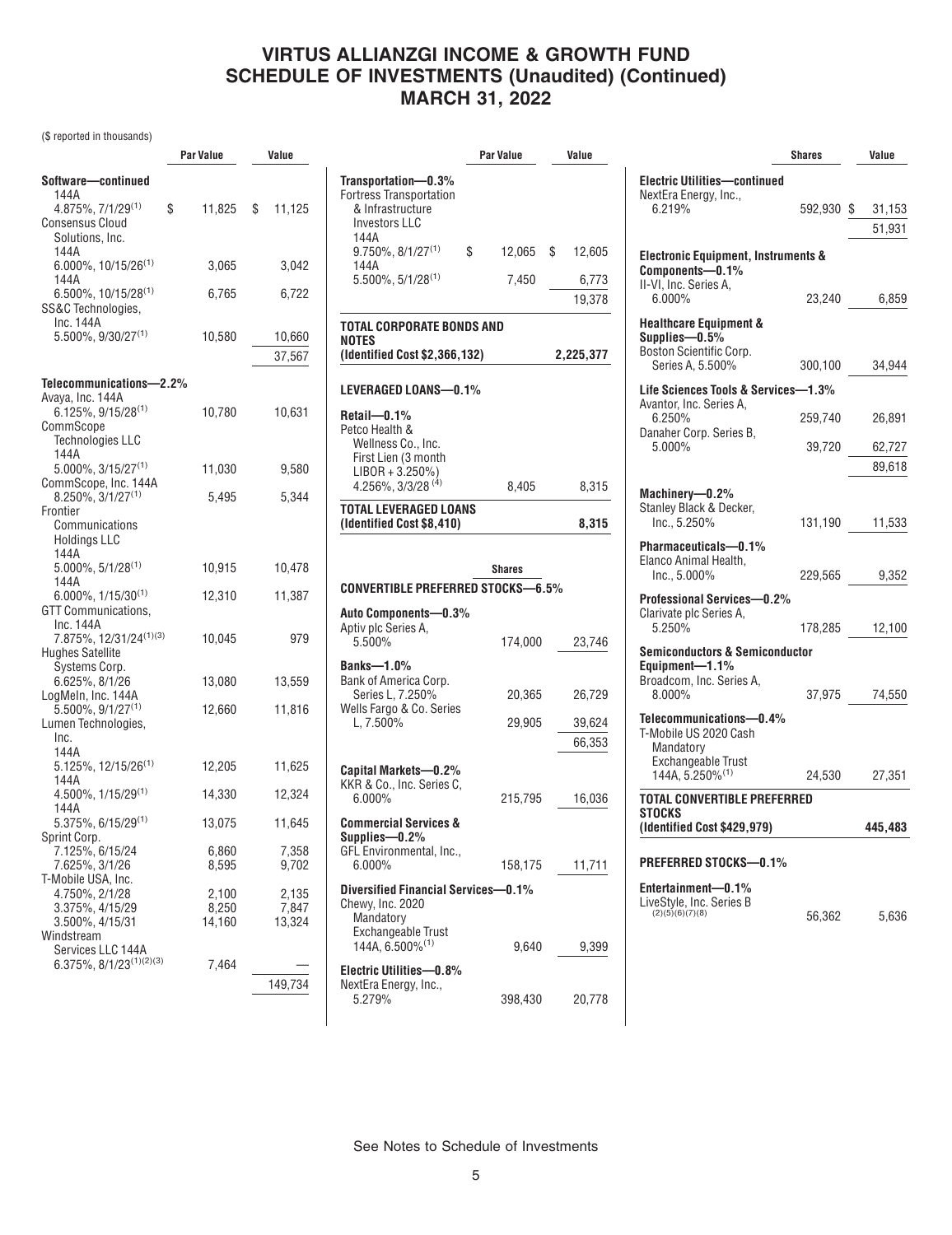# VIRTUS ALLIANZGI INCOME & GROWTH FUND
# SCHEDULE OF INVESTMENTS (Unaudited) (Continued)
# MARCH 31, 2022

($ reported in thousands)

| | Par Value | Value |
|---|---|---|
| **Software—continued** | | |
| 144A 4.875%, 7/1/29[(1)] | $ 11,825 | $ 11,125 |
| Consensus Cloud Solutions, Inc. | | |
| 144A 6.000%, 10/15/26[(1)] | 3,065 | 3,042 |
| 144A 6.500%, 10/15/28[(1)] | 6,765 | 6,722 |
| SS&C Technologies, Inc. 144A 5.500%, 9/30/27[(1)] | 10,580 | 10,660 |
| | | 37,567 |
| **Telecommunications—2.2%** | | |
| Avaya, Inc. 144A 6.125%, 9/15/28[(1)] | 10,780 | 10,631 |
| CommScope Technologies LLC 144A 5.000%, 3/15/27[(1)] | 11,030 | 9,580 |
| CommScope, Inc. 144A 8.250%, 3/1/27[(1)] | 5,495 | 5,344 |
| Frontier Communications Holdings LLC | | |
| 144A 5.000%, 5/1/28[(1)] | 10,915 | 10,478 |
| 144A 6.000%, 1/15/30[(1)] | 12,310 | 11,387 |
| GTT Communications, Inc. 144A 7.875%, 12/31/24[(1)(3)] | 10,045 | 979 |
| Hughes Satellite Systems Corp. 6.625%, 8/1/26 | 13,080 | 13,559 |
| LogMeIn, Inc. 144A 5.500%, 9/1/27[(1)] | 12,660 | 11,816 |
| Lumen Technologies, Inc. | | |
| 144A 5.125%, 12/15/26[(1)] | 12,205 | 11,625 |
| 144A 4.500%, 1/15/29[(1)] | 14,330 | 12,324 |
| 144A 5.375%, 6/15/29[(1)] | 13,075 | 11,645 |
| Sprint Corp. | | |
| 7.125%, 6/15/24 | 6,860 | 7,358 |
| 7.625%, 3/1/26 | 8,595 | 9,702 |
| T-Mobile USA, Inc. | | |
| 4.750%, 2/1/28 | 2,100 | 2,135 |
| 3.375%, 4/15/29 | 8,250 | 7,847 |
| 3.500%, 4/15/31 | 14,160 | 13,324 |
| Windstream Services LLC 144A 6.375%, 8/1/23[(1)(2)(3)] | 7,464 | — |
| | | 149,734 |
| **Transportation—0.3%** | | |
| Fortress Transportation & Infrastructure Investors LLC | | |
| 144A 9.750%, 8/1/27[(1)] | $ 12,065 | $ 12,605 |
| 144A 5.500%, 5/1/28[(1)] | 7,450 | 6,773 |
| | | 19,378 |
| **TOTAL CORPORATE BONDS AND NOTES (Identified Cost $2,366,132)** | | **2,225,377** |
| **LEVERAGED LOANS—0.1%** | | |
| **Retail—0.1%** | | |
| Petco Health & Wellness Co., Inc. First Lien (3 month LIBOR + 3.250%) 4.256%, 3/3/28[(4)] | 8,405 | 8,315 |
| **TOTAL LEVERAGED LOANS (Identified Cost $8,410)** | | **8,315** |

| | Shares | Value |
|---|---|---|
| **CONVERTIBLE PREFERRED STOCKS—6.5%** | | |
| **Auto Components—0.3%** | | |
| Aptiv plc Series A, 5.500% | 174,000 | 23,746 |
| **Banks—1.0%** | | |
| Bank of America Corp. Series L, 7.250% | 20,365 | 26,729 |
| Wells Fargo & Co. Series L, 7.500% | 29,905 | 39,624 |
| | | 66,353 |
| **Capital Markets—0.2%** | | |
| KKR & Co., Inc. Series C, 6.000% | 215,795 | 16,036 |
| **Commercial Services & Supplies—0.2%** | | |
| GFL Environmental, Inc., 6.000% | 158,175 | 11,711 |
| **Diversified Financial Services—0.1%** | | |
| Chewy, Inc. 2020 Mandatory Exchangeable Trust 144A, 6.500%[(1)] | 9,640 | 9,399 |
| **Electric Utilities—0.8%** | | |
| NextEra Energy, Inc., 5.279% | 398,430 | 20,778 |
| **Electric Utilities—continued** | | |
| NextEra Energy, Inc., 6.219% | 592,930 | $ 31,153 |
| | | 51,931 |
| **Electronic Equipment, Instruments & Components—0.1%** | | |
| II-VI, Inc. Series A, 6.000% | 23,240 | 6,859 |
| **Healthcare Equipment & Supplies—0.5%** | | |
| Boston Scientific Corp. Series A, 5.500% | 300,100 | 34,944 |
| **Life Sciences Tools & Services—1.3%** | | |
| Avantor, Inc. Series A, 6.250% | 259,740 | 26,891 |
| Danaher Corp. Series B, 5.000% | 39,720 | 62,727 |
| | | 89,618 |
| **Machinery—0.2%** | | |
| Stanley Black & Decker, Inc., 5.250% | 131,190 | 11,533 |
| **Pharmaceuticals—0.1%** | | |
| Elanco Animal Health, Inc., 5.000% | 229,565 | 9,352 |
| **Professional Services—0.2%** | | |
| Clarivate plc Series A, 5.250% | 178,285 | 12,100 |
| **Semiconductors & Semiconductor Equipment—1.1%** | | |
| Broadcom, Inc. Series A, 8.000% | 37,975 | 74,550 |
| **Telecommunications—0.4%** | | |
| T-Mobile US 2020 Cash Mandatory Exchangeable Trust 144A, 5.250%[(1)] | 24,530 | 27,351 |
| **TOTAL CONVERTIBLE PREFERRED STOCKS (Identified Cost $429,979)** | | **445,483** |
| **PREFERRED STOCKS—0.1%** | | |
| **Entertainment—0.1%** | | |
| LiveStyle, Inc. Series B [(2)(5)(6)(7)(8)] | 56,362 | 5,636 |

See Notes to Schedule of Investments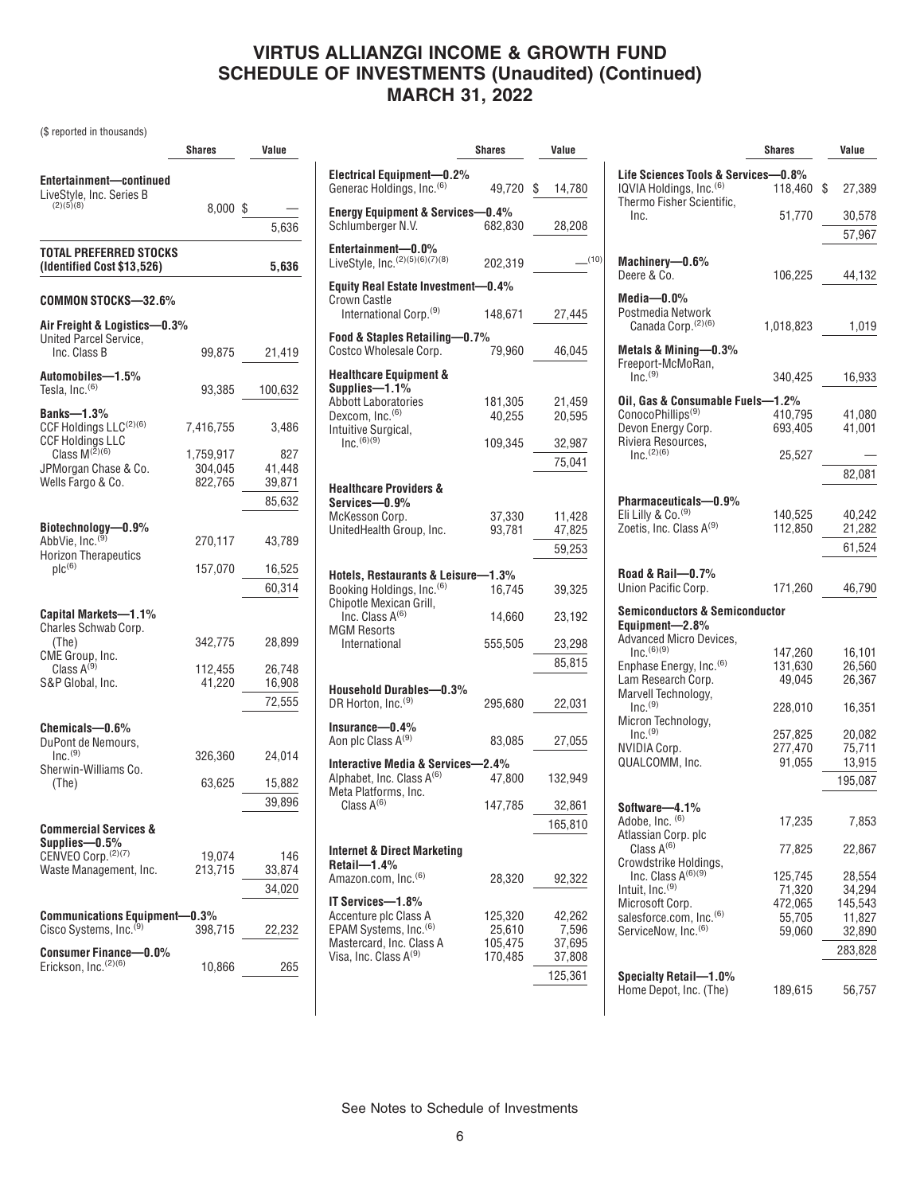# VIRTUS ALLIANZGI INCOME & GROWTH FUND
# SCHEDULE OF INVESTMENTS (Unaudited) (Continued)
# MARCH 31, 2022

($ reported in thousands)

| | Shares | Value |
|---|---|---|
| **Entertainment—continued** | | |
| LiveStyle, Inc. Series B [(2)(5)(8)] | 8,000 | $ — |
| | | 5,636 |
| **TOTAL PREFERRED STOCKS (Identified Cost $13,526)** | | **5,636** |
| **COMMON STOCKS—32.6%** | | |
| **Air Freight & Logistics—0.3%** | | |
| United Parcel Service, Inc. Class B | 99,875 | 21,419 |
| **Automobiles—1.5%** | | |
| Tesla, Inc.[(6)] | 93,385 | 100,632 |
| **Banks—1.3%** | | |
| CCF Holdings LLC[(2)(6)] | 7,416,755 | 3,486 |
| CCF Holdings LLC Class M[(2)(6)] | 1,759,917 | 827 |
| JPMorgan Chase & Co. | 304,045 | 41,448 |
| Wells Fargo & Co. | 822,765 | 39,871 |
| | | 85,632 |
| **Biotechnology—0.9%** | | |
| AbbVie, Inc.[(9)] | 270,117 | 43,789 |
| Horizon Therapeutics plc[(6)] | 157,070 | 16,525 |
| | | 60,314 |
| **Capital Markets—1.1%** | | |
| Charles Schwab Corp. (The) | 342,775 | 28,899 |
| CME Group, Inc. Class A[(9)] | 112,455 | 26,748 |
| S&P Global, Inc. | 41,220 | 16,908 |
| | | 72,555 |
| **Chemicals—0.6%** | | |
| DuPont de Nemours, Inc.[(9)] | 326,360 | 24,014 |
| Sherwin-Williams Co. (The) | 63,625 | 15,882 |
| | | 39,896 |
| **Commercial Services & Supplies—0.5%** | | |
| CENVEO Corp.[(2)(7)] | 19,074 | 146 |
| Waste Management, Inc. | 213,715 | 33,874 |
| | | 34,020 |
| **Communications Equipment—0.3%** | | |
| Cisco Systems, Inc.[(9)] | 398,715 | 22,232 |
| **Consumer Finance—0.0%** | | |
| Erickson, Inc.[(2)(6)] | 10,866 | 265 |
| **Electrical Equipment—0.2%** | | |
| Generac Holdings, Inc.[(6)] | 49,720 | $ 14,780 |
| **Energy Equipment & Services—0.4%** | | |
| Schlumberger N.V. | 682,830 | 28,208 |
| **Entertainment—0.0%** | | |
| LiveStyle, Inc.[(2)(5)(6)(7)(8)] | 202,319 | —[(10)] |
| **Equity Real Estate Investment—0.4%** | | |
| Crown Castle International Corp.[(9)] | 148,671 | 27,445 |
| **Food & Staples Retailing—0.7%** | | |
| Costco Wholesale Corp. | 79,960 | 46,045 |
| **Healthcare Equipment & Supplies—1.1%** | | |
| Abbott Laboratories | 181,305 | 21,459 |
| Dexcom, Inc.[(6)] | 40,255 | 20,595 |
| Intuitive Surgical, Inc.[(6)(9)] | 109,345 | 32,987 |
| | | 75,041 |
| **Healthcare Providers & Services—0.9%** | | |
| McKesson Corp. | 37,330 | 11,428 |
| UnitedHealth Group, Inc. | 93,781 | 47,825 |
| | | 59,253 |
| **Hotels, Restaurants & Leisure—1.3%** | | |
| Booking Holdings, Inc.[(6)] | 16,745 | 39,325 |
| Chipotle Mexican Grill, Inc. Class A[(6)] | 14,660 | 23,192 |
| MGM Resorts International | 555,505 | 23,298 |
| | | 85,815 |
| **Household Durables—0.3%** | | |
| DR Horton, Inc.[(9)] | 295,680 | 22,031 |
| **Insurance—0.4%** | | |
| Aon plc Class A[(9)] | 83,085 | 27,055 |
| **Interactive Media & Services—2.4%** | | |
| Alphabet, Inc. Class A[(6)] | 47,800 | 132,949 |
| Meta Platforms, Inc. Class A[(6)] | 147,785 | 32,861 |
| | | 165,810 |
| **Internet & Direct Marketing Retail—1.4%** | | |
| Amazon.com, Inc.[(6)] | 28,320 | 92,322 |
| **IT Services—1.8%** | | |
| Accenture plc Class A | 125,320 | 42,262 |
| EPAM Systems, Inc.[(6)] | 25,610 | 7,596 |
| Mastercard, Inc. Class A | 105,475 | 37,695 |
| Visa, Inc. Class A[(9)] | 170,485 | 37,808 |
| | | 125,361 |
| **Life Sciences Tools & Services—0.8%** | | |
| IQVIA Holdings, Inc.[(6)] | 118,460 | $ 27,389 |
| Thermo Fisher Scientific, Inc. | 51,770 | 30,578 |
| | | 57,967 |
| **Machinery—0.6%** | | |
| Deere & Co. | 106,225 | 44,132 |
| **Media—0.0%** | | |
| Postmedia Network Canada Corp.[(2)(6)] | 1,018,823 | 1,019 |
| **Metals & Mining—0.3%** | | |
| Freeport-McMoRan, Inc.[(9)] | 340,425 | 16,933 |
| **Oil, Gas & Consumable Fuels—1.2%** | | |
| ConocoPhillips[(9)] | 410,795 | 41,080 |
| Devon Energy Corp. | 693,405 | 41,001 |
| Riviera Resources, Inc.[(2)(6)] | 25,527 | — |
| | | 82,081 |
| **Pharmaceuticals—0.9%** | | |
| Eli Lilly & Co.[(9)] | 140,525 | 40,242 |
| Zoetis, Inc. Class A[(9)] | 112,850 | 21,282 |
| | | 61,524 |
| **Road & Rail—0.7%** | | |
| Union Pacific Corp. | 171,260 | 46,790 |
| **Semiconductors & Semiconductor Equipment—2.8%** | | |
| Advanced Micro Devices, Inc.[(6)(9)] | 147,260 | 16,101 |
| Enphase Energy, Inc.[(6)] | 131,630 | 26,560 |
| Lam Research Corp. | 49,045 | 26,367 |
| Marvell Technology, Inc.[(9)] | 228,010 | 16,351 |
| Micron Technology, Inc.[(9)] | 257,825 | 20,082 |
| NVIDIA Corp. | 277,470 | 75,711 |
| QUALCOMM, Inc. | 91,055 | 13,915 |
| | | 195,087 |
| **Software—4.1%** | | |
| Adobe, Inc. [(6)] | 17,235 | 7,853 |
| Atlassian Corp. plc Class A[(6)] | 77,825 | 22,867 |
| Crowdstrike Holdings, Inc. Class A[(6)(9)] | 125,745 | 28,554 |
| Intuit, Inc.[(9)] | 71,320 | 34,294 |
| Microsoft Corp. | 472,065 | 145,543 |
| salesforce.com, Inc.[(6)] | 55,705 | 11,827 |
| ServiceNow, Inc.[(6)] | 59,060 | 32,890 |
| | | 283,828 |
| **Specialty Retail—1.0%** | | |
| Home Depot, Inc. (The) | 189,615 | 56,757 |

See Notes to Schedule of Investments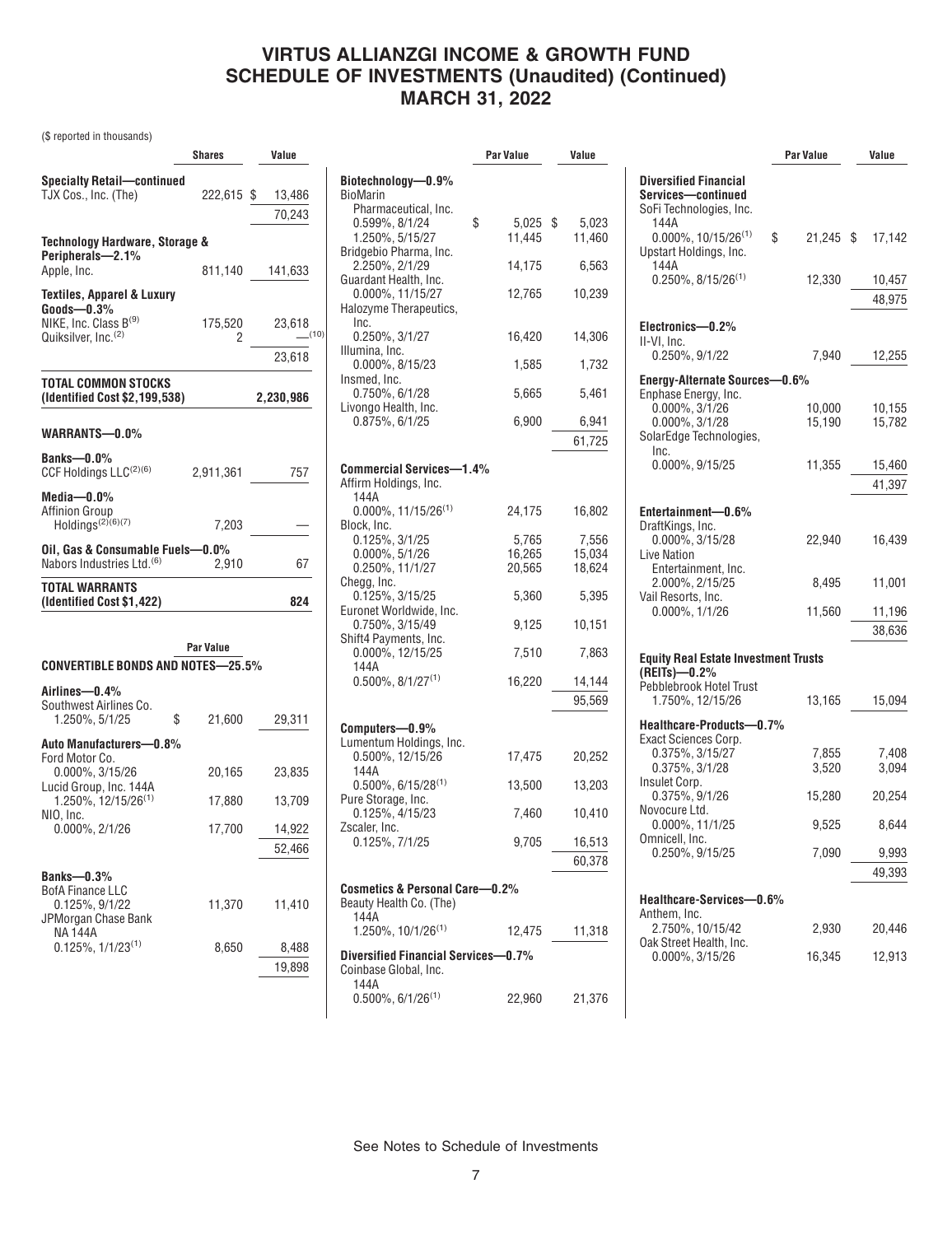# VIRTUS ALLIANZGI INCOME & GROWTH FUND
# SCHEDULE OF INVESTMENTS (Unaudited) (Continued)
# MARCH 31, 2022

($ reported in thousands)

| | Shares | Value |
|---|---|---|
| **Specialty Retail—continued** | | |
| TJX Cos., Inc. (The) | 222,615 | $ 13,486 |
| | | 70,243 |
| **Technology Hardware, Storage & Peripherals—2.1%** | | |
| Apple, Inc. | 811,140 | 141,633 |
| **Textiles, Apparel & Luxury Goods—0.3%** | | |
| NIKE, Inc. Class B[9] | 175,520 | 23,618 |
| Quiksilver, Inc.[2] | 2 | —[10] |
| | | 23,618 |
| **TOTAL COMMON STOCKS (Identified Cost $2,199,538)** | | **2,230,986** |
| **WARRANTS—0.0%** | | |
| **Banks—0.0%** | | |
| CCF Holdings LLC[2][6] | 2,911,361 | 757 |
| **Media—0.0%** | | |
| Affinion Group Holdings[2][6][7] | 7,203 | — |
| **Oil, Gas & Consumable Fuels—0.0%** | | |
| Nabors Industries Ltd.[6] | 2,910 | 67 |
| **TOTAL WARRANTS (Identified Cost $1,422)** | | **824** |

| | Par Value | Value |
|---|---|---|
| **CONVERTIBLE BONDS AND NOTES—25.5%** | | |
| **Airlines—0.4%** | | |
| Southwest Airlines Co. 1.250%, 5/1/25 | $ 21,600 | 29,311 |
| **Auto Manufacturers—0.8%** | | |
| Ford Motor Co. 0.000%, 3/15/26 | 20,165 | 23,835 |
| Lucid Group, Inc. 144A 1.250%, 12/15/26[1] | 17,880 | 13,709 |
| NIO, Inc. 0.000%, 2/1/26 | 17,700 | 14,922 |
| | | 52,466 |
| **Banks—0.3%** | | |
| BofA Finance LLC 0.125%, 9/1/22 | 11,370 | 11,410 |
| JPMorgan Chase Bank NA 144A 0.125%, 1/1/23[1] | 8,650 | 8,488 |
| | | 19,898 |
| **Biotechnology—0.9%** | | |
| BioMarin Pharmaceutical, Inc. 0.599%, 8/1/24 | $ 5,025 | $ 5,023 |
| 1.250%, 5/15/27 | 11,445 | 11,460 |
| Bridgebio Pharma, Inc. 2.250%, 2/1/29 | 14,175 | 6,563 |
| Guardant Health, Inc. 0.000%, 11/15/27 | 12,765 | 10,239 |
| Halozyme Therapeutics, Inc. 0.250%, 3/1/27 | 16,420 | 14,306 |
| Illumina, Inc. 0.000%, 8/15/23 | 1,585 | 1,732 |
| Insmed, Inc. 0.750%, 6/1/28 | 5,665 | 5,461 |
| Livongo Health, Inc. 0.875%, 6/1/25 | 6,900 | 6,941 |
| | | 61,725 |
| **Commercial Services—1.4%** | | |
| Affirm Holdings, Inc. 144A 0.000%, 11/15/26[1] | 24,175 | 16,802 |
| Block, Inc. 0.125%, 3/1/25 | 5,765 | 7,556 |
| 0.000%, 5/1/26 | 16,265 | 15,034 |
| 0.250%, 11/1/27 | 20,565 | 18,624 |
| Chegg, Inc. 0.125%, 3/15/25 | 5,360 | 5,395 |
| Euronet Worldwide, Inc. 0.750%, 3/15/49 | 9,125 | 10,151 |
| Shift4 Payments, Inc. 0.000%, 12/15/25 | 7,510 | 7,863 |
| 144A 0.500%, 8/1/27[1] | 16,220 | 14,144 |
| | | 95,569 |
| **Computers—0.9%** | | |
| Lumentum Holdings, Inc. 0.500%, 12/15/26 | 17,475 | 20,252 |
| 144A 0.500%, 6/15/28[1] | 13,500 | 13,203 |
| Pure Storage, Inc. 0.125%, 4/15/23 | 7,460 | 10,410 |
| Zscaler, Inc. 0.125%, 7/1/25 | 9,705 | 16,513 |
| | | 60,378 |
| **Cosmetics & Personal Care—0.2%** | | |
| Beauty Health Co. (The) 144A 1.250%, 10/1/26[1] | 12,475 | 11,318 |
| **Diversified Financial Services—0.7%** | | |
| Coinbase Global, Inc. 144A 0.500%, 6/1/26[1] | 22,960 | 21,376 |
| **Diversified Financial Services—continued** | | |
| SoFi Technologies, Inc. 144A 0.000%, 10/15/26[1] | $ 21,245 | $ 17,142 |
| Upstart Holdings, Inc. 144A 0.250%, 8/15/26[1] | 12,330 | 10,457 |
| | | 48,975 |
| **Electronics—0.2%** | | |
| II-VI, Inc. 0.250%, 9/1/22 | 7,940 | 12,255 |
| **Energy-Alternate Sources—0.6%** | | |
| Enphase Energy, Inc. 0.000%, 3/1/26 | 10,000 | 10,155 |
| 0.000%, 3/1/28 | 15,190 | 15,782 |
| SolarEdge Technologies, Inc. 0.000%, 9/15/25 | 11,355 | 15,460 |
| | | 41,397 |
| **Entertainment—0.6%** | | |
| DraftKings, Inc. 0.000%, 3/15/28 | 22,940 | 16,439 |
| Live Nation Entertainment, Inc. 2.000%, 2/15/25 | 8,495 | 11,001 |
| Vail Resorts, Inc. 0.000%, 1/1/26 | 11,560 | 11,196 |
| | | 38,636 |
| **Equity Real Estate Investment Trusts (REITs)—0.2%** | | |
| Pebblebrook Hotel Trust 1.750%, 12/15/26 | 13,165 | 15,094 |
| **Healthcare-Products—0.7%** | | |
| Exact Sciences Corp. 0.375%, 3/15/27 | 7,855 | 7,408 |
| 0.375%, 3/1/28 | 3,520 | 3,094 |
| Insulet Corp. 0.375%, 9/1/26 | 15,280 | 20,254 |
| Novocure Ltd. 0.000%, 11/1/25 | 9,525 | 8,644 |
| Omnicell, Inc. 0.250%, 9/15/25 | 7,090 | 9,993 |
| | | 49,393 |
| **Healthcare-Services—0.6%** | | |
| Anthem, Inc. 2.750%, 10/15/42 | 2,930 | 20,446 |
| Oak Street Health, Inc. 0.000%, 3/15/26 | 16,345 | 12,913 |

See Notes to Schedule of Investments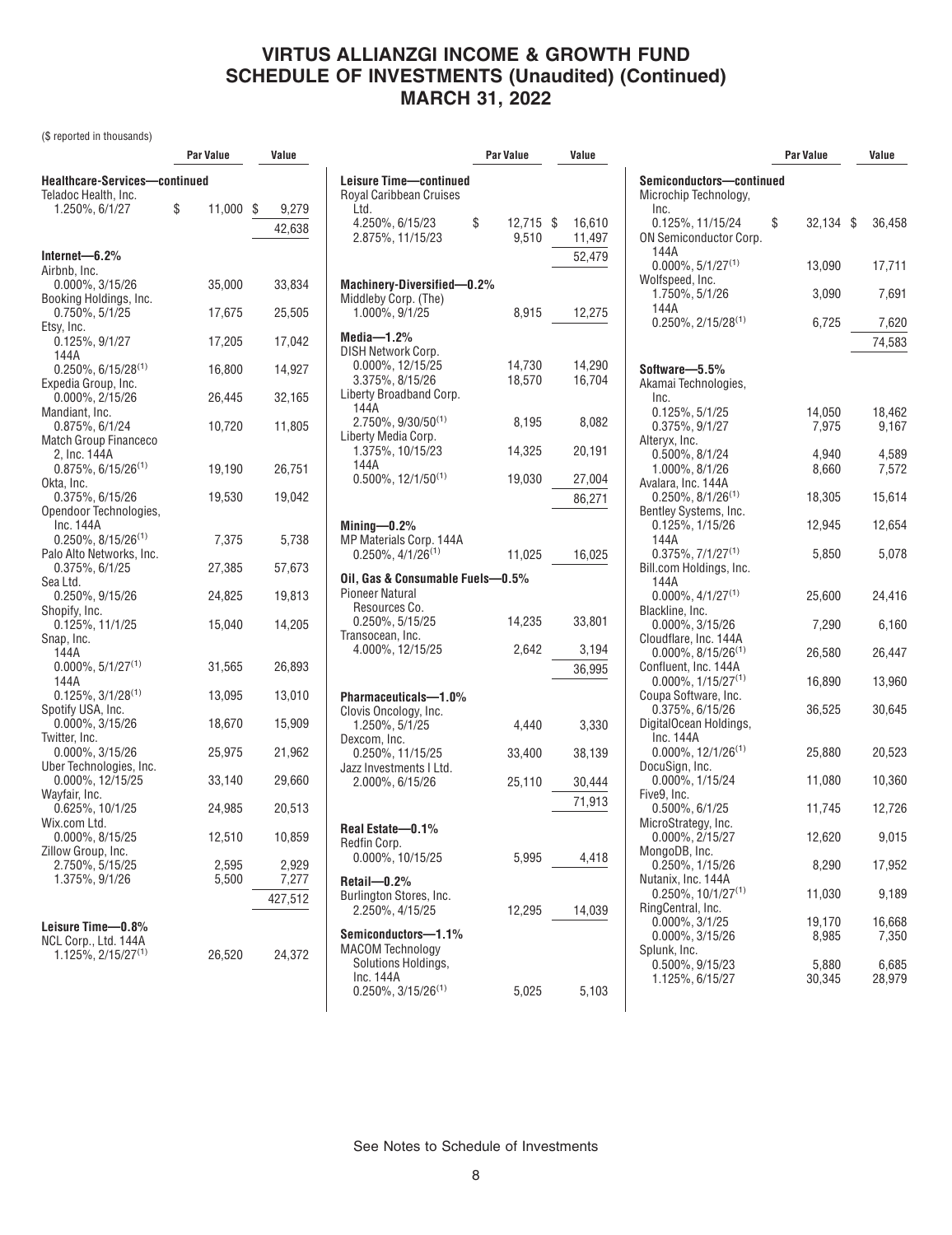# VIRTUS ALLIANZGI INCOME & GROWTH FUND
# SCHEDULE OF INVESTMENTS (Unaudited) (Continued)
# MARCH 31, 2022

($ reported in thousands)

| | Par Value | Value |
|---|---|---|
| **Healthcare-Services—continued** | | |
| Teladoc Health, Inc. | | |
| 1.250%, 6/1/27 | $ 11,000 | $ 9,279 |
| | | 42,638 |
| **Internet—6.2%** | | |
| Airbnb, Inc. | | |
| 0.000%, 3/15/26 | 35,000 | 33,834 |
| Booking Holdings, Inc. | | |
| 0.750%, 5/1/25 | 17,675 | 25,505 |
| Etsy, Inc. | | |
| 0.125%, 9/1/27 | 17,205 | 17,042 |
| 144A | | |
| 0.250%, 6/15/28[(1)] | 16,800 | 14,927 |
| Expedia Group, Inc. | | |
| 0.000%, 2/15/26 | 26,445 | 32,165 |
| Mandiant, Inc. | | |
| 0.875%, 6/1/24 | 10,720 | 11,805 |
| Match Group Financeco 2, Inc. 144A | | |
| 0.875%, 6/15/26[(1)] | 19,190 | 26,751 |
| Okta, Inc. | | |
| 0.375%, 6/15/26 | 19,530 | 19,042 |
| Opendoor Technologies, Inc. 144A | | |
| 0.250%, 8/15/26[(1)] | 7,375 | 5,738 |
| Palo Alto Networks, Inc. | | |
| 0.375%, 6/1/25 | 27,385 | 57,673 |
| Sea Ltd. | | |
| 0.250%, 9/15/26 | 24,825 | 19,813 |
| Shopify, Inc. | | |
| 0.125%, 11/1/25 | 15,040 | 14,205 |
| Snap, Inc. | | |
| 144A | | |
| 0.000%, 5/1/27[(1)] | 31,565 | 26,893 |
| 144A | | |
| 0.125%, 3/1/28[(1)] | 13,095 | 13,010 |
| Spotify USA, Inc. | | |
| 0.000%, 3/15/26 | 18,670 | 15,909 |
| Twitter, Inc. | | |
| 0.000%, 3/15/26 | 25,975 | 21,962 |
| Uber Technologies, Inc. | | |
| 0.000%, 12/15/25 | 33,140 | 29,660 |
| Wayfair, Inc. | | |
| 0.625%, 10/1/25 | 24,985 | 20,513 |
| Wix.com Ltd. | | |
| 0.000%, 8/15/25 | 12,510 | 10,859 |
| Zillow Group, Inc. | | |
| 2.750%, 5/15/25 | 2,595 | 2,929 |
| 1.375%, 9/1/26 | 5,500 | 7,277 |
| | | 427,512 |
| **Leisure Time—0.8%** | | |
| NCL Corp., Ltd. 144A | | |
| 1.125%, 2/15/27[(1)] | 26,520 | 24,372 |
| **Leisure Time—continued** | | |
| Royal Caribbean Cruises Ltd. | | |
| 4.250%, 6/15/23 | $ 12,715 | $ 16,610 |
| 2.875%, 11/15/23 | 9,510 | 11,497 |
| | | 52,479 |
| **Machinery-Diversified—0.2%** | | |
| Middleby Corp. (The) | | |
| 1.000%, 9/1/25 | 8,915 | 12,275 |
| **Media—1.2%** | | |
| DISH Network Corp. | | |
| 0.000%, 12/15/25 | 14,730 | 14,290 |
| 3.375%, 8/15/26 | 18,570 | 16,704 |
| Liberty Broadband Corp. | | |
| 144A | | |
| 2.750%, 9/30/50[(1)] | 8,195 | 8,082 |
| Liberty Media Corp. | | |
| 1.375%, 10/15/23 | 14,325 | 20,191 |
| 144A | | |
| 0.500%, 12/1/50[(1)] | 19,030 | 27,004 |
| | | 86,271 |
| **Mining—0.2%** | | |
| MP Materials Corp. 144A | | |
| 0.250%, 4/1/26[(1)] | 11,025 | 16,025 |
| **Oil, Gas & Consumable Fuels—0.5%** | | |
| Pioneer Natural Resources Co. | | |
| 0.250%, 5/15/25 | 14,235 | 33,801 |
| Transocean, Inc. | | |
| 4.000%, 12/15/25 | 2,642 | 3,194 |
| | | 36,995 |
| **Pharmaceuticals—1.0%** | | |
| Clovis Oncology, Inc. | | |
| 1.250%, 5/1/25 | 4,440 | 3,330 |
| Dexcom, Inc. | | |
| 0.250%, 11/15/25 | 33,400 | 38,139 |
| Jazz Investments I Ltd. | | |
| 2.000%, 6/15/26 | 25,110 | 30,444 |
| | | 71,913 |
| **Real Estate—0.1%** | | |
| Redfin Corp. | | |
| 0.000%, 10/15/25 | 5,995 | 4,418 |
| **Retail—0.2%** | | |
| Burlington Stores, Inc. | | |
| 2.250%, 4/15/25 | 12,295 | 14,039 |
| **Semiconductors—1.1%** | | |
| MACOM Technology Solutions Holdings, Inc. 144A | | |
| 0.250%, 3/15/26[(1)] | 5,025 | 5,103 |
| **Semiconductors—continued** | | |
| Microchip Technology, Inc. | | |
| 0.125%, 11/15/24 | $ 32,134 | $ 36,458 |
| ON Semiconductor Corp. | | |
| 144A | | |
| 0.000%, 5/1/27[(1)] | 13,090 | 17,711 |
| Wolfspeed, Inc. | | |
| 1.750%, 5/1/26 | 3,090 | 7,691 |
| 144A | | |
| 0.250%, 2/15/28[(1)] | 6,725 | 7,620 |
| | | 74,583 |
| **Software—5.5%** | | |
| Akamai Technologies, Inc. | | |
| 0.125%, 5/1/25 | 14,050 | 18,462 |
| 0.375%, 9/1/27 | 7,975 | 9,167 |
| Alteryx, Inc. | | |
| 0.500%, 8/1/24 | 4,940 | 4,589 |
| 1.000%, 8/1/26 | 8,660 | 7,572 |
| Avalara, Inc. 144A | | |
| 0.250%, 8/1/26[(1)] | 18,305 | 15,614 |
| Bentley Systems, Inc. | | |
| 0.125%, 1/15/26 | 12,945 | 12,654 |
| 144A | | |
| 0.375%, 7/1/27[(1)] | 5,850 | 5,078 |
| Bill.com Holdings, Inc. | | |
| 144A | | |
| 0.000%, 4/1/27[(1)] | 25,600 | 24,416 |
| Blackline, Inc. | | |
| 0.000%, 3/15/26 | 7,290 | 6,160 |
| Cloudflare, Inc. 144A | | |
| 0.000%, 8/15/26[(1)] | 26,580 | 26,447 |
| Confluent, Inc. 144A | | |
| 0.000%, 1/15/27[(1)] | 16,890 | 13,960 |
| Coupa Software, Inc. | | |
| 0.375%, 6/15/26 | 36,525 | 30,645 |
| DigitalOcean Holdings, Inc. 144A | | |
| 0.000%, 12/1/26[(1)] | 25,880 | 20,523 |
| DocuSign, Inc. | | |
| 0.000%, 1/15/24 | 11,080 | 10,360 |
| Five9, Inc. | | |
| 0.500%, 6/1/25 | 11,745 | 12,726 |
| MicroStrategy, Inc. | | |
| 0.000%, 2/15/27 | 12,620 | 9,015 |
| MongoDB, Inc. | | |
| 0.250%, 1/15/26 | 8,290 | 17,952 |
| Nutanix, Inc. 144A | | |
| 0.250%, 10/1/27[(1)] | 11,030 | 9,189 |
| RingCentral, Inc. | | |
| 0.000%, 3/1/25 | 19,170 | 16,668 |
| 0.000%, 3/15/26 | 8,985 | 7,350 |
| Splunk, Inc. | | |
| 0.500%, 9/15/23 | 5,880 | 6,685 |
| 1.125%, 6/15/27 | 30,345 | 28,979 |

See Notes to Schedule of Investments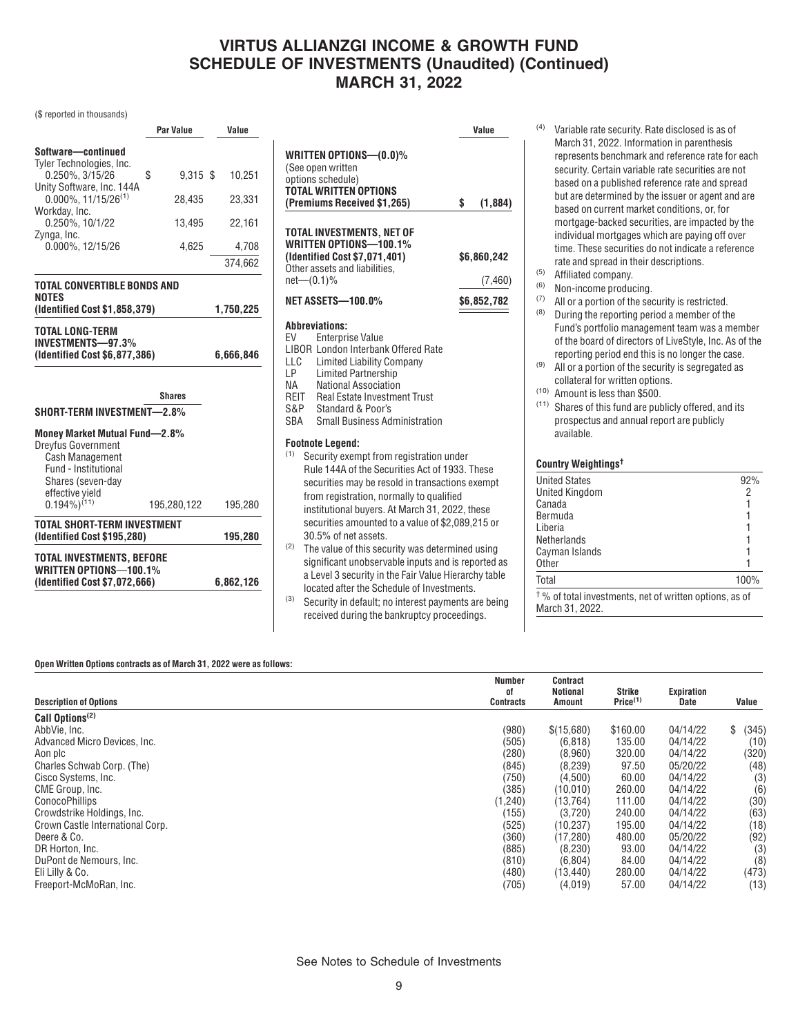# VIRTUS ALLIANZGI INCOME & GROWTH FUND
# SCHEDULE OF INVESTMENTS (Unaudited) (Continued)
# MARCH 31, 2022

($ reported in thousands)

| | Par Value | Value |
|---|---|---|
| **Software—continued** | | |
| Tyler Technologies, Inc. 0.250%, 3/15/26 | $ 9,315 | $ 10,251 |
| Unity Software, Inc. 144A 0.000%, 11/15/26[1] | 28,435 | 23,331 |
| Workday, Inc. 0.250%, 10/1/22 | 13,495 | 22,161 |
| Zynga, Inc. 0.000%, 12/15/26 | 4,625 | 4,708 |
| | | 374,662 |
| **TOTAL CONVERTIBLE BONDS AND NOTES (Identified Cost $1,858,379)** | | **1,750,225** |
| **TOTAL LONG-TERM INVESTMENTS—97.3% (Identified Cost $6,877,386)** | | **6,666,846** |

| | Shares | |
|---|---|---|
| **SHORT-TERM INVESTMENT—2.8%** | | |
| **Money Market Mutual Fund—2.8%** | | |
| Dreyfus Government Cash Management Fund - Institutional Shares (seven-day effective yield 0.194%)[11] | 195,280,122 | 195,280 |
| **TOTAL SHORT-TERM INVESTMENT (Identified Cost $195,280)** | | **195,280** |
| **TOTAL INVESTMENTS, BEFORE WRITTEN OPTIONS—100.1% (Identified Cost $7,072,666)** | | **6,862,126** |

| | Value |
|---|---|
| **WRITTEN OPTIONS—(0.0)%** | |
| (See open written options schedule) | |
| **TOTAL WRITTEN OPTIONS (Premiums Received $1,265)** | **$ (1,884)** |
| **TOTAL INVESTMENTS, NET OF WRITTEN OPTIONS—100.1% (Identified Cost $7,071,401)** | **$6,860,242** |
| Other assets and liabilities, net—(0.1)% | (7,460) |
| **NET ASSETS—100.0%** | **$6,852,782** |

**Abbreviations:**

- EV Enterprise Value
- LIBOR London Interbank Offered Rate
- LLC Limited Liability Company
- LP Limited Partnership
- NA National Association
- REIT Real Estate Investment Trust
- S&P Standard & Poor's
- SBA Small Business Administration

**Footnote Legend:**

(1) Security exempt from registration under Rule 144A of the Securities Act of 1933. These securities may be resold in transactions exempt from registration, normally to qualified institutional buyers. At March 31, 2022, these securities amounted to a value of $2,089,215 or 30.5% of net assets.

(2) The value of this security was determined using significant unobservable inputs and is reported as a Level 3 security in the Fair Value Hierarchy table located after the Schedule of Investments.

(3) Security in default; no interest payments are being received during the bankruptcy proceedings.

(4) Variable rate security. Rate disclosed is as of March 31, 2022. Information in parenthesis represents benchmark and reference rate for each security. Certain variable rate securities are not based on a published reference rate and spread but are determined by the issuer or agent and are based on current market conditions, or, for mortgage-backed securities, are impacted by the individual mortgages which are paying off over time. These securities do not indicate a reference rate and spread in their descriptions.

(5) Affiliated company.

(6) Non-income producing.

(7) All or a portion of the security is restricted.

(8) During the reporting period a member of the Fund's portfolio management team was a member of the board of directors of LiveStyle, Inc. As of the reporting period end this is no longer the case.

(9) All or a portion of the security is segregated as collateral for written options.

(10) Amount is less than $500.

(11) Shares of this fund are publicly offered, and its prospectus and annual report are publicly available.

**Country Weightings†**

| | |
|---|---|
| United States | 92% |
| United Kingdom | 2 |
| Canada | 1 |
| Bermuda | 1 |
| Liberia | 1 |
| Netherlands | 1 |
| Cayman Islands | 1 |
| Other | 1 |
| Total | 100% |

† % of total investments, net of written options, as of March 31, 2022.

**Open Written Options contracts as of March 31, 2022 were as follows:**

| Description of Options | Number of Contracts | Contract Notional Amount | Strike Price[1] | Expiration Date | Value |
|---|---|---|---|---|---|
| **Call Options[2]** | | | | | |
| AbbVie, Inc. | (980) | $(15,680) | $160.00 | 04/14/22 | $ (345) |
| Advanced Micro Devices, Inc. | (505) | (6,818) | 135.00 | 04/14/22 | (10) |
| Aon plc | (280) | (8,960) | 320.00 | 04/14/22 | (320) |
| Charles Schwab Corp. (The) | (845) | (8,239) | 97.50 | 05/20/22 | (48) |
| Cisco Systems, Inc. | (750) | (4,500) | 60.00 | 04/14/22 | (3) |
| CME Group, Inc. | (385) | (10,010) | 260.00 | 04/14/22 | (6) |
| ConocoPhillips | (1,240) | (13,764) | 111.00 | 04/14/22 | (30) |
| Crowdstrike Holdings, Inc. | (155) | (3,720) | 240.00 | 04/14/22 | (63) |
| Crown Castle International Corp. | (525) | (10,237) | 195.00 | 04/14/22 | (18) |
| Deere & Co. | (360) | (17,280) | 480.00 | 05/20/22 | (92) |
| DR Horton, Inc. | (885) | (8,230) | 93.00 | 04/14/22 | (3) |
| DuPont de Nemours, Inc. | (810) | (6,804) | 84.00 | 04/14/22 | (8) |
| Eli Lilly & Co. | (480) | (13,440) | 280.00 | 04/14/22 | (473) |
| Freeport-McMoRan, Inc. | (705) | (4,019) | 57.00 | 04/14/22 | (13) |

See Notes to Schedule of Investments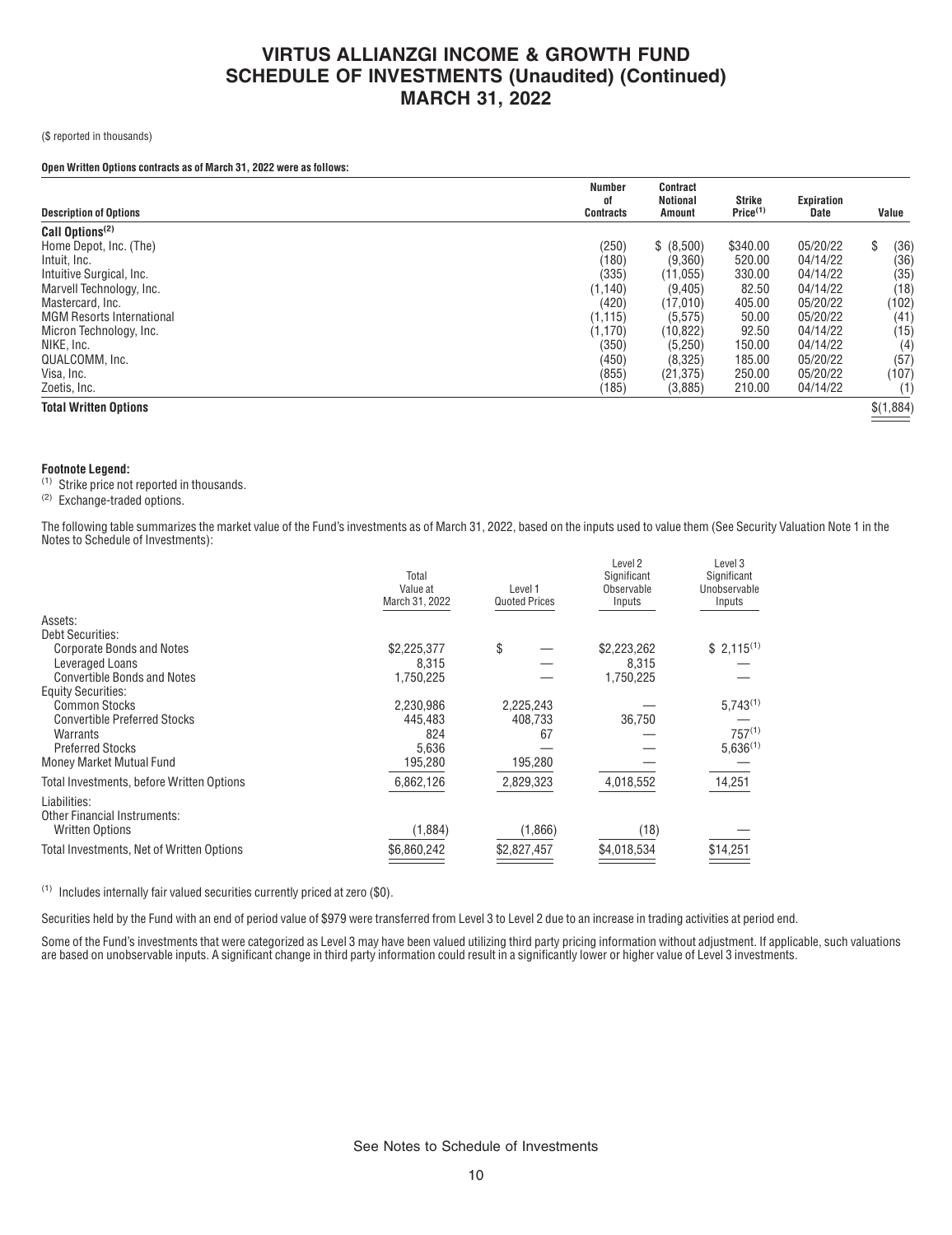# VIRTUS ALLIANZGI INCOME & GROWTH FUND
# SCHEDULE OF INVESTMENTS (Unaudited) (Continued)
# MARCH 31, 2022

($ reported in thousands)

**Open Written Options contracts as of March 31, 2022 were as follows:**

| Description of Options | Number of Contracts | Contract Notional Amount | Strike Price[(1)] | Expiration Date | Value |
|---|---|---|---|---|---|
| **Call Options[(2)]** | | | | | |
| Home Depot, Inc. (The) | (250) | $ (8,500) | $340.00 | 05/20/22 | $ (36) |
| Intuit, Inc. | (180) | (9,360) | 520.00 | 04/14/22 | (36) |
| Intuitive Surgical, Inc. | (335) | (11,055) | 330.00 | 04/14/22 | (35) |
| Marvell Technology, Inc. | (1,140) | (9,405) | 82.50 | 04/14/22 | (18) |
| Mastercard, Inc. | (420) | (17,010) | 405.00 | 05/20/22 | (102) |
| MGM Resorts International | (1,115) | (5,575) | 50.00 | 05/20/22 | (41) |
| Micron Technology, Inc. | (1,170) | (10,822) | 92.50 | 04/14/22 | (15) |
| NIKE, Inc. | (350) | (5,250) | 150.00 | 04/14/22 | (4) |
| QUALCOMM, Inc. | (450) | (8,325) | 185.00 | 05/20/22 | (57) |
| Visa, Inc. | (855) | (21,375) | 250.00 | 05/20/22 | (107) |
| Zoetis, Inc. | (185) | (3,885) | 210.00 | 04/14/22 | (1) |
| **Total Written Options** | | | | | $(1,884) |

**Footnote Legend:**

(1) Strike price not reported in thousands.

(2) Exchange-traded options.

The following table summarizes the market value of the Fund's investments as of March 31, 2022, based on the inputs used to value them (See Security Valuation Note 1 in the Notes to Schedule of Investments):

| | Total Value at March 31, 2022 | Level 1 Quoted Prices | Level 2 Significant Observable Inputs | Level 3 Significant Unobservable Inputs |
|---|---|---|---|---|
| Assets: | | | | |
| Debt Securities: | | | | |
| Corporate Bonds and Notes | $2,225,377 | $ — | $2,223,262 | $ 2,115[(1)] |
| Leveraged Loans | 8,315 | — | 8,315 | — |
| Convertible Bonds and Notes | 1,750,225 | — | 1,750,225 | — |
| Equity Securities: | | | | |
| Common Stocks | 2,230,986 | 2,225,243 | — | 5,743[(1)] |
| Convertible Preferred Stocks | 445,483 | 408,733 | 36,750 | — |
| Warrants | 824 | 67 | — | 757[(1)] |
| Preferred Stocks | 5,636 | — | — | 5,636[(1)] |
| Money Market Mutual Fund | 195,280 | 195,280 | — | — |
| Total Investments, before Written Options | 6,862,126 | 2,829,323 | 4,018,552 | 14,251 |
| Liabilities: | | | | |
| Other Financial Instruments: | | | | |
| Written Options | (1,884) | (1,866) | (18) | — |
| Total Investments, Net of Written Options | $6,860,242 | $2,827,457 | $4,018,534 | $14,251 |

(1) Includes internally fair valued securities currently priced at zero ($0).

Securities held by the Fund with an end of period value of $979 were transferred from Level 3 to Level 2 due to an increase in trading activities at period end.

Some of the Fund's investments that were categorized as Level 3 may have been valued utilizing third party pricing information without adjustment. If applicable, such valuations are based on unobservable inputs. A significant change in third party information could result in a significantly lower or higher value of Level 3 investments.

See Notes to Schedule of Investments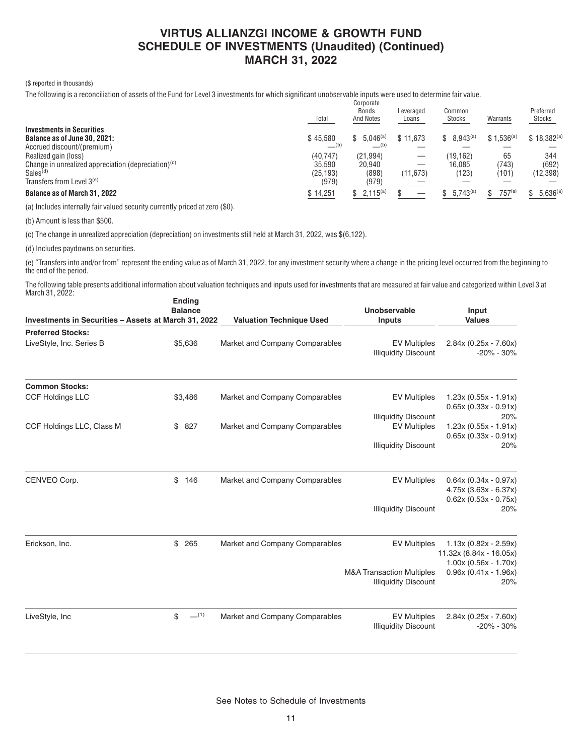# VIRTUS ALLIANZGI INCOME & GROWTH FUND
# SCHEDULE OF INVESTMENTS (Unaudited) (Continued)
# MARCH 31, 2022

($ reported in thousands)

The following is a reconciliation of assets of the Fund for Level 3 investments for which significant unobservable inputs were used to determine fair value.

| | Total | Corporate Bonds And Notes | Leveraged Loans | Common Stocks | Warrants | Preferred Stocks |
|---|---|---|---|---|---|---|
| **Investments in Securities** | | | | | | |
| **Balance as of June 30, 2021:** | $ 45,580 | $ 5,046[(a)] | $ 11,673 | $ 8,943[(a)] | $ 1,536[(a)] | $ 18,382[(a)] |
| Accrued discount/(premium) | —[(b)] | —[(b)] | — | — | — | — |
| Realized gain (loss) | (40,747) | (21,994) | — | (19,162) | 65 | 344 |
| Change in unrealized appreciation (depreciation)[(c)] | 35,590 | 20,940 | — | 16,085 | (743) | (692) |
| Sales[(d)] | (25,193) | (898) | (11,673) | (123) | (101) | (12,398) |
| Transfers from Level 3[(e)] | (979) | (979) | — | — | — | — |
| **Balance as of March 31, 2022** | $ 14,251 | $ 2,115[(a)] | $ — | $ 5,743[(a)] | $ 757[(a)] | $ 5,636[(a)] |

(a) Includes internally fair valued security currently priced at zero ($0).

(b) Amount is less than $500.

(c) The change in unrealized appreciation (depreciation) on investments still held at March 31, 2022, was $(6,122).

(d) Includes paydowns on securities.

(e) "Transfers into and/or from" represent the ending value as of March 31, 2022, for any investment security where a change in the pricing level occurred from the beginning to the end of the period.

The following table presents additional information about valuation techniques and inputs used for investments that are measured at fair value and categorized within Level 3 at March 31, 2022:

| Investments in Securities – Assets at March 31, 2022 | Ending Balance | Valuation Technique Used | Unobservable Inputs | Input Values |
|---|---|---|---|---|
| **Preferred Stocks:** | | | | |
| LiveStyle, Inc. Series B | $5,636 | Market and Company Comparables | EV Multiples | 2.84x (0.25x - 7.60x) |
| | | | Illiquidity Discount | -20% - 30% |
| **Common Stocks:** | | | | |
| CCF Holdings LLC | $3,486 | Market and Company Comparables | EV Multiples | 1.23x (0.55x - 1.91x) |
| | | | | 0.65x (0.33x - 0.91x) |
| | | | Illiquidity Discount | 20% |
| CCF Holdings LLC, Class M | $ 827 | Market and Company Comparables | EV Multiples | 1.23x (0.55x - 1.91x) |
| | | | | 0.65x (0.33x - 0.91x) |
| | | | Illiquidity Discount | 20% |
| CENVEO Corp. | $ 146 | Market and Company Comparables | EV Multiples | 0.64x (0.34x - 0.97x) |
| | | | | 4.75x (3.63x - 6.37x) |
| | | | | 0.62x (0.53x - 0.75x) |
| | | | Illiquidity Discount | 20% |
| Erickson, Inc. | $ 265 | Market and Company Comparables | EV Multiples | 1.13x (0.82x - 2.59x) |
| | | | | 11.32x (8.84x - 16.05x) |
| | | | | 1.00x (0.56x - 1.70x) |
| | | | M&A Transaction Multiples | 0.96x (0.41x - 1.96x) |
| | | | Illiquidity Discount | 20% |
| LiveStyle, Inc | $ —[(1)] | Market and Company Comparables | EV Multiples | 2.84x (0.25x - 7.60x) |
| | | | Illiquidity Discount | -20% - 30% |

See Notes to Schedule of Investments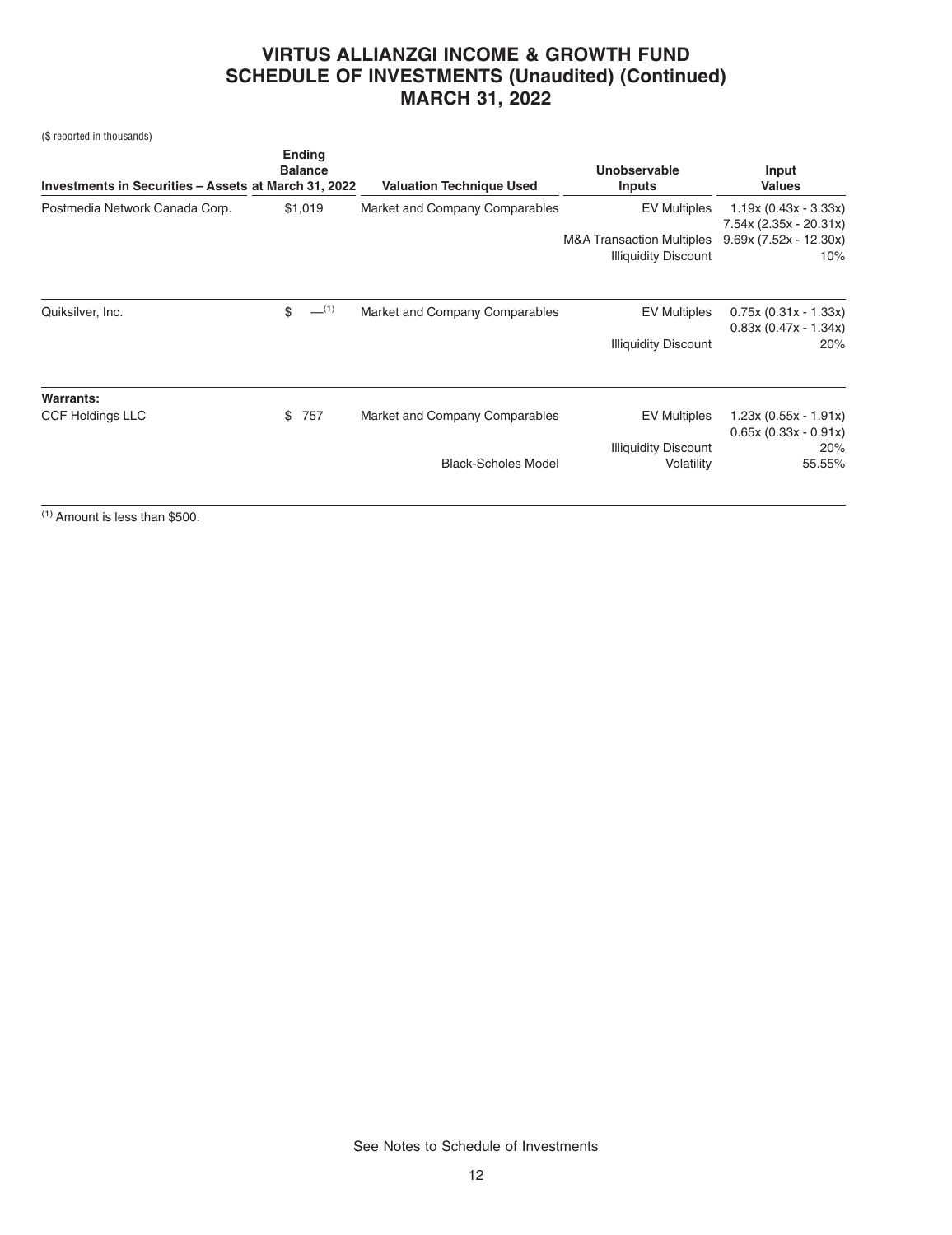# VIRTUS ALLIANZGI INCOME & GROWTH FUND
## SCHEDULE OF INVESTMENTS (Unaudited) (Continued)
## MARCH 31, 2022

($ reported in thousands)

| Investments in Securities – Assets | Ending Balance at March 31, 2022 | Valuation Technique Used | Unobservable Inputs | Input Values |
|---|---|---|---|---|
| Postmedia Network Canada Corp. | $1,019 | Market and Company Comparables | EV Multiples | 1.19x (0.43x - 3.33x) |
| | | | | 7.54x (2.35x - 20.31x) |
| | | | M&A Transaction Multiples | 9.69x (7.52x - 12.30x) |
| | | | Illiquidity Discount | 10% |
| Quiksilver, Inc. | $ —[1] | Market and Company Comparables | EV Multiples | 0.75x (0.31x - 1.33x) |
| | | | | 0.83x (0.47x - 1.34x) |
| | | | Illiquidity Discount | 20% |
| **Warrants:** | | | | |
| CCF Holdings LLC | $ 757 | Market and Company Comparables | EV Multiples | 1.23x (0.55x - 1.91x) |
| | | | | 0.65x (0.33x - 0.91x) |
| | | | Illiquidity Discount | 20% |
| | | Black-Scholes Model | Volatility | 55.55% |

[1] Amount is less than $500.

See Notes to Schedule of Investments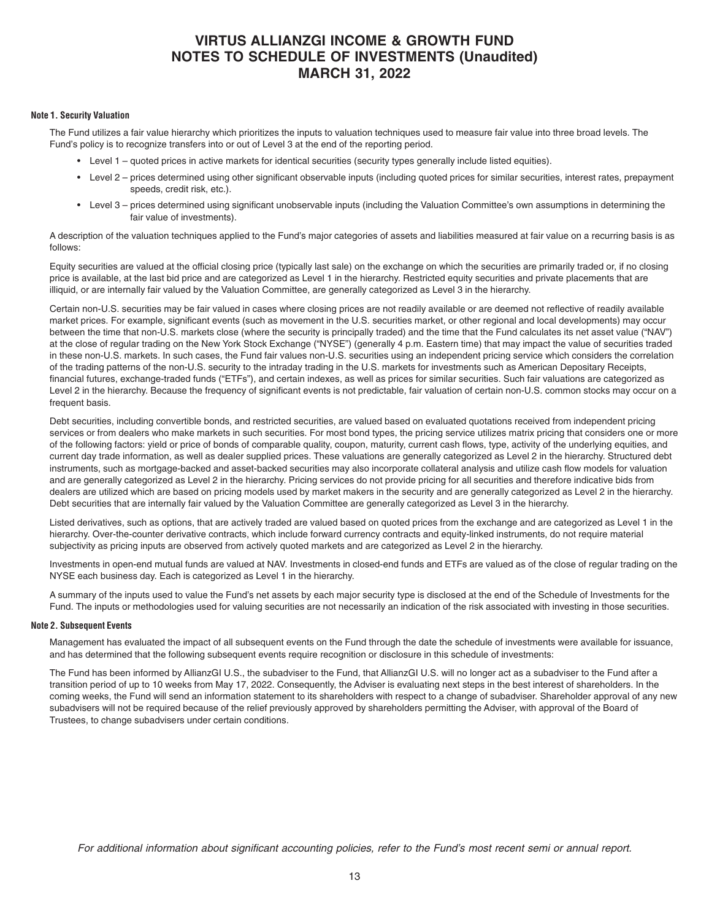# VIRTUS ALLIANZGI INCOME & GROWTH FUND
# NOTES TO SCHEDULE OF INVESTMENTS (Unaudited)
# MARCH 31, 2022

**Note 1. Security Valuation**

The Fund utilizes a fair value hierarchy which prioritizes the inputs to valuation techniques used to measure fair value into three broad levels. The Fund's policy is to recognize transfers into or out of Level 3 at the end of the reporting period.

- Level 1 – quoted prices in active markets for identical securities (security types generally include listed equities).
- Level 2 – prices determined using other significant observable inputs (including quoted prices for similar securities, interest rates, prepayment speeds, credit risk, etc.).
- Level 3 – prices determined using significant unobservable inputs (including the Valuation Committee's own assumptions in determining the fair value of investments).

A description of the valuation techniques applied to the Fund's major categories of assets and liabilities measured at fair value on a recurring basis is as follows:

Equity securities are valued at the official closing price (typically last sale) on the exchange on which the securities are primarily traded or, if no closing price is available, at the last bid price and are categorized as Level 1 in the hierarchy. Restricted equity securities and private placements that are illiquid, or are internally fair valued by the Valuation Committee, are generally categorized as Level 3 in the hierarchy.

Certain non-U.S. securities may be fair valued in cases where closing prices are not readily available or are deemed not reflective of readily available market prices. For example, significant events (such as movement in the U.S. securities market, or other regional and local developments) may occur between the time that non-U.S. markets close (where the security is principally traded) and the time that the Fund calculates its net asset value ("NAV") at the close of regular trading on the New York Stock Exchange ("NYSE") (generally 4 p.m. Eastern time) that may impact the value of securities traded in these non-U.S. markets. In such cases, the Fund fair values non-U.S. securities using an independent pricing service which considers the correlation of the trading patterns of the non-U.S. security to the intraday trading in the U.S. markets for investments such as American Depositary Receipts, financial futures, exchange-traded funds ("ETFs"), and certain indexes, as well as prices for similar securities. Such fair valuations are categorized as Level 2 in the hierarchy. Because the frequency of significant events is not predictable, fair valuation of certain non-U.S. common stocks may occur on a frequent basis.

Debt securities, including convertible bonds, and restricted securities, are valued based on evaluated quotations received from independent pricing services or from dealers who make markets in such securities. For most bond types, the pricing service utilizes matrix pricing that considers one or more of the following factors: yield or price of bonds of comparable quality, coupon, maturity, current cash flows, type, activity of the underlying equities, and current day trade information, as well as dealer supplied prices. These valuations are generally categorized as Level 2 in the hierarchy. Structured debt instruments, such as mortgage-backed and asset-backed securities may also incorporate collateral analysis and utilize cash flow models for valuation and are generally categorized as Level 2 in the hierarchy. Pricing services do not provide pricing for all securities and therefore indicative bids from dealers are utilized which are based on pricing models used by market makers in the security and are generally categorized as Level 2 in the hierarchy. Debt securities that are internally fair valued by the Valuation Committee are generally categorized as Level 3 in the hierarchy.

Listed derivatives, such as options, that are actively traded are valued based on quoted prices from the exchange and are categorized as Level 1 in the hierarchy. Over-the-counter derivative contracts, which include forward currency contracts and equity-linked instruments, do not require material subjectivity as pricing inputs are observed from actively quoted markets and are categorized as Level 2 in the hierarchy.

Investments in open-end mutual funds are valued at NAV. Investments in closed-end funds and ETFs are valued as of the close of regular trading on the NYSE each business day. Each is categorized as Level 1 in the hierarchy.

A summary of the inputs used to value the Fund's net assets by each major security type is disclosed at the end of the Schedule of Investments for the Fund. The inputs or methodologies used for valuing securities are not necessarily an indication of the risk associated with investing in those securities.

**Note 2. Subsequent Events**

Management has evaluated the impact of all subsequent events on the Fund through the date the schedule of investments were available for issuance, and has determined that the following subsequent events require recognition or disclosure in this schedule of investments:

The Fund has been informed by AllianzGI U.S., the subadviser to the Fund, that AllianzGI U.S. will no longer act as a subadviser to the Fund after a transition period of up to 10 weeks from May 17, 2022. Consequently, the Adviser is evaluating next steps in the best interest of shareholders. In the coming weeks, the Fund will send an information statement to its shareholders with respect to a change of subadviser. Shareholder approval of any new subadvisers will not be required because of the relief previously approved by shareholders permitting the Adviser, with approval of the Board of Trustees, to change subadvisers under certain conditions.

*For additional information about significant accounting policies, refer to the Fund's most recent semi or annual report.*